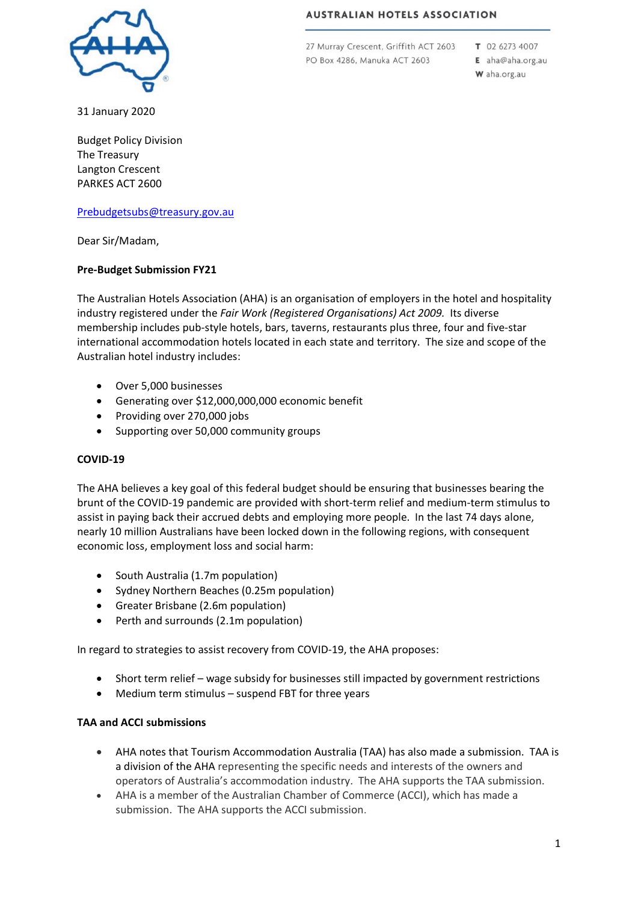**AUSTRALIAN HOTELS ASSOCIATION**

27 Murray Crescent, Griffith ACT 2603
PO Box 4286, Manuka ACT 2603

**T** 02 6273 4007
**E** aha@aha.org.au
**W** aha.org.au

31 January 2020

Budget Policy Division
The Treasury
Langton Crescent
PARKES ACT 2600

Prebudgetsubs@treasury.gov.au

Dear Sir/Madam,

**Pre-Budget Submission FY21**

The Australian Hotels Association (AHA) is an organisation of employers in the hotel and hospitality industry registered under the *Fair Work (Registered Organisations) Act 2009.* Its diverse membership includes pub-style hotels, bars, taverns, restaurants plus three, four and five-star international accommodation hotels located in each state and territory. The size and scope of the Australian hotel industry includes:

- Over 5,000 businesses
- Generating over $12,000,000,000 economic benefit
- Providing over 270,000 jobs
- Supporting over 50,000 community groups

**COVID-19**

The AHA believes a key goal of this federal budget should be ensuring that businesses bearing the brunt of the COVID-19 pandemic are provided with short-term relief and medium-term stimulus to assist in paying back their accrued debts and employing more people. In the last 74 days alone, nearly 10 million Australians have been locked down in the following regions, with consequent economic loss, employment loss and social harm:

- South Australia (1.7m population)
- Sydney Northern Beaches (0.25m population)
- Greater Brisbane (2.6m population)
- Perth and surrounds (2.1m population)

In regard to strategies to assist recovery from COVID-19, the AHA proposes:

- Short term relief – wage subsidy for businesses still impacted by government restrictions
- Medium term stimulus – suspend FBT for three years

**TAA and ACCI submissions**

- AHA notes that Tourism Accommodation Australia (TAA) has also made a submission. TAA is a division of the AHA representing the specific needs and interests of the owners and operators of Australia's accommodation industry. The AHA supports the TAA submission.
- AHA is a member of the Australian Chamber of Commerce (ACCI), which has made a submission. The AHA supports the ACCI submission.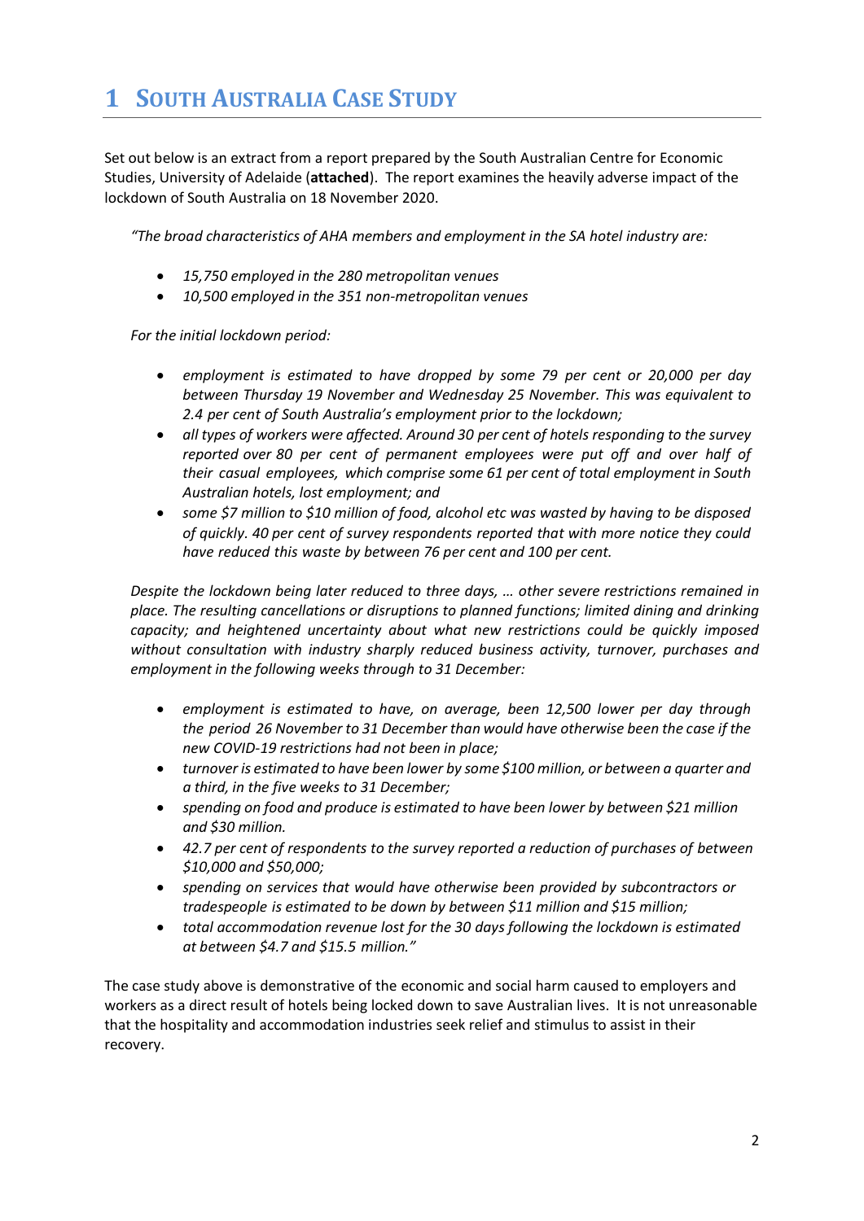# 1 South Australia Case Study

Set out below is an extract from a report prepared by the South Australian Centre for Economic Studies, University of Adelaide (**attached**). The report examines the heavily adverse impact of the lockdown of South Australia on 18 November 2020.

> *"The broad characteristics of AHA members and employment in the SA hotel industry are:*
>
> - *15,750 employed in the 280 metropolitan venues*
> - *10,500 employed in the 351 non-metropolitan venues*
>
> *For the initial lockdown period:*
>
> - *employment is estimated to have dropped by some 79 per cent or 20,000 per day between Thursday 19 November and Wednesday 25 November. This was equivalent to 2.4 per cent of South Australia's employment prior to the lockdown;*
> - *all types of workers were affected. Around 30 per cent of hotels responding to the survey reported over 80 per cent of permanent employees were put off and over half of their casual employees, which comprise some 61 per cent of total employment in South Australian hotels, lost employment; and*
> - *some $7 million to $10 million of food, alcohol etc was wasted by having to be disposed of quickly. 40 per cent of survey respondents reported that with more notice they could have reduced this waste by between 76 per cent and 100 per cent.*
>
> *Despite the lockdown being later reduced to three days, … other severe restrictions remained in place. The resulting cancellations or disruptions to planned functions; limited dining and drinking capacity; and heightened uncertainty about what new restrictions could be quickly imposed without consultation with industry sharply reduced business activity, turnover, purchases and employment in the following weeks through to 31 December:*
>
> - *employment is estimated to have, on average, been 12,500 lower per day through the period 26 November to 31 December than would have otherwise been the case if the new COVID-19 restrictions had not been in place;*
> - *turnover is estimated to have been lower by some $100 million, or between a quarter and a third, in the five weeks to 31 December;*
> - *spending on food and produce is estimated to have been lower by between $21 million and $30 million.*
> - *42.7 per cent of respondents to the survey reported a reduction of purchases of between $10,000 and $50,000;*
> - *spending on services that would have otherwise been provided by subcontractors or tradespeople is estimated to be down by between $11 million and $15 million;*
> - *total accommodation revenue lost for the 30 days following the lockdown is estimated at between $4.7 and $15.5 million."*

The case study above is demonstrative of the economic and social harm caused to employers and workers as a direct result of hotels being locked down to save Australian lives. It is not unreasonable that the hospitality and accommodation industries seek relief and stimulus to assist in their recovery.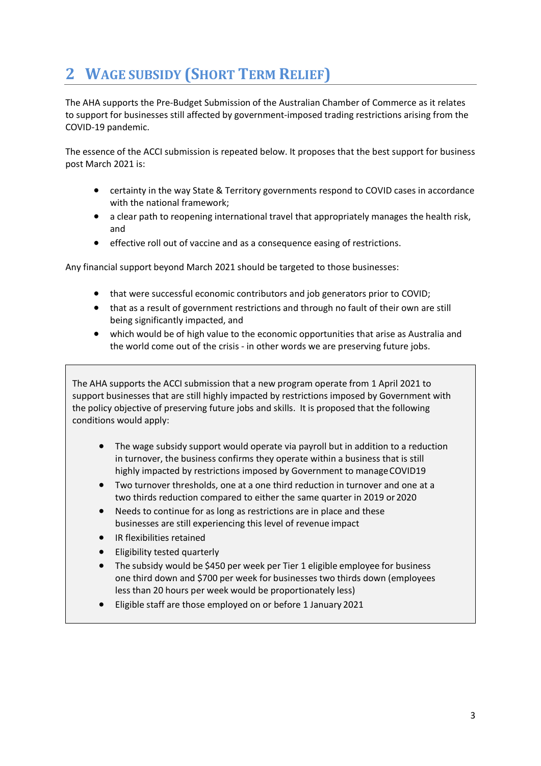# 2 Wage Subsidy (Short Term Relief)

The AHA supports the Pre-Budget Submission of the Australian Chamber of Commerce as it relates to support for businesses still affected by government-imposed trading restrictions arising from the COVID-19 pandemic.

The essence of the ACCI submission is repeated below. It proposes that the best support for business post March 2021 is:

- certainty in the way State & Territory governments respond to COVID cases in accordance with the national framework;
- a clear path to reopening international travel that appropriately manages the health risk, and
- effective roll out of vaccine and as a consequence easing of restrictions.

Any financial support beyond March 2021 should be targeted to those businesses:

- that were successful economic contributors and job generators prior to COVID;
- that as a result of government restrictions and through no fault of their own are still being significantly impacted, and
- which would be of high value to the economic opportunities that arise as Australia and the world come out of the crisis - in other words we are preserving future jobs.

The AHA supports the ACCI submission that a new program operate from 1 April 2021 to support businesses that are still highly impacted by restrictions imposed by Government with the policy objective of preserving future jobs and skills. It is proposed that the following conditions would apply:

- The wage subsidy support would operate via payroll but in addition to a reduction in turnover, the business confirms they operate within a business that is still highly impacted by restrictions imposed by Government to manage COVID19
- Two turnover thresholds, one at a one third reduction in turnover and one at a two thirds reduction compared to either the same quarter in 2019 or 2020
- Needs to continue for as long as restrictions are in place and these businesses are still experiencing this level of revenue impact
- IR flexibilities retained
- Eligibility tested quarterly
- The subsidy would be $450 per week per Tier 1 eligible employee for business one third down and $700 per week for businesses two thirds down (employees less than 20 hours per week would be proportionately less)
- Eligible staff are those employed on or before 1 January 2021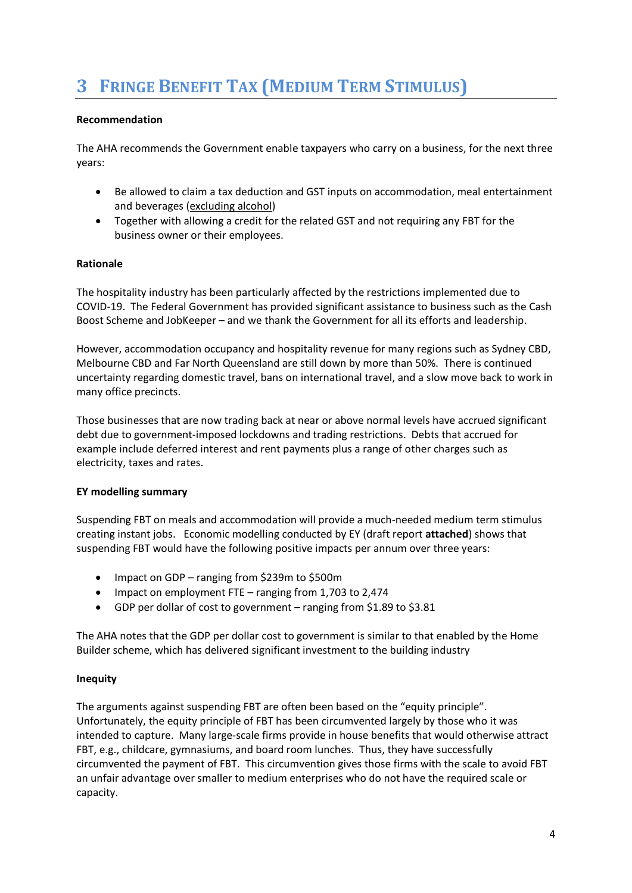# 3 Fringe Benefit Tax (Medium Term Stimulus)

**Recommendation**

The AHA recommends the Government enable taxpayers who carry on a business, for the next three years:

- Be allowed to claim a tax deduction and GST inputs on accommodation, meal entertainment and beverages (<u>excluding alcohol</u>)
- Together with allowing a credit for the related GST and not requiring any FBT for the business owner or their employees.

**Rationale**

The hospitality industry has been particularly affected by the restrictions implemented due to COVID-19. The Federal Government has provided significant assistance to business such as the Cash Boost Scheme and JobKeeper – and we thank the Government for all its efforts and leadership.

However, accommodation occupancy and hospitality revenue for many regions such as Sydney CBD, Melbourne CBD and Far North Queensland are still down by more than 50%. There is continued uncertainty regarding domestic travel, bans on international travel, and a slow move back to work in many office precincts.

Those businesses that are now trading back at near or above normal levels have accrued significant debt due to government-imposed lockdowns and trading restrictions. Debts that accrued for example include deferred interest and rent payments plus a range of other charges such as electricity, taxes and rates.

**EY modelling summary**

Suspending FBT on meals and accommodation will provide a much-needed medium term stimulus creating instant jobs. Economic modelling conducted by EY (draft report **attached**) shows that suspending FBT would have the following positive impacts per annum over three years:

- Impact on GDP – ranging from $239m to $500m
- Impact on employment FTE – ranging from 1,703 to 2,474
- GDP per dollar of cost to government – ranging from $1.89 to $3.81

The AHA notes that the GDP per dollar cost to government is similar to that enabled by the Home Builder scheme, which has delivered significant investment to the building industry

**Inequity**

The arguments against suspending FBT are often been based on the "equity principle". Unfortunately, the equity principle of FBT has been circumvented largely by those who it was intended to capture. Many large-scale firms provide in house benefits that would otherwise attract FBT, e.g., childcare, gymnasiums, and board room lunches. Thus, they have successfully circumvented the payment of FBT. This circumvention gives those firms with the scale to avoid FBT an unfair advantage over smaller to medium enterprises who do not have the required scale or capacity.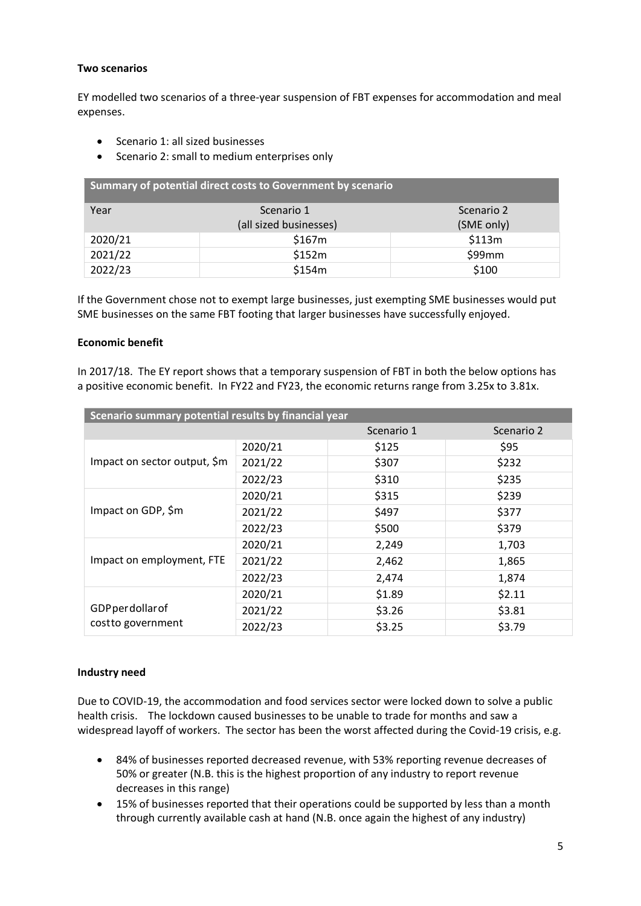**Two scenarios**

EY modelled two scenarios of a three-year suspension of FBT expenses for accommodation and meal expenses.

- Scenario 1: all sized businesses
- Scenario 2: small to medium enterprises only

| Summary of potential direct costs to Government by scenario | | |
|---|---|---|
| Year | Scenario 1 (all sized businesses) | Scenario 2 (SME only) |
| 2020/21 | $167m | $113m |
| 2021/22 | $152m | $99mm |
| 2022/23 | $154m | $100 |

If the Government chose not to exempt large businesses, just exempting SME businesses would put SME businesses on the same FBT footing that larger businesses have successfully enjoyed.

**Economic benefit**

In 2017/18. The EY report shows that a temporary suspension of FBT in both the below options has a positive economic benefit. In FY22 and FY23, the economic returns range from 3.25x to 3.81x.

| Scenario summary potential results by financial year | | | |
|---|---|---|---|
| | | Scenario 1 | Scenario 2 |
| Impact on sector output, $m | 2020/21 | $125 | $95 |
| | 2021/22 | $307 | $232 |
| | 2022/23 | $310 | $235 |
| Impact on GDP, $m | 2020/21 | $315 | $239 |
| | 2021/22 | $497 | $377 |
| | 2022/23 | $500 | $379 |
| Impact on employment, FTE | 2020/21 | 2,249 | 1,703 |
| | 2021/22 | 2,462 | 1,865 |
| | 2022/23 | 2,474 | 1,874 |
| GDP per dollar of cost to government | 2020/21 | $1.89 | $2.11 |
| | 2021/22 | $3.26 | $3.81 |
| | 2022/23 | $3.25 | $3.79 |

**Industry need**

Due to COVID-19, the accommodation and food services sector were locked down to solve a public health crisis. The lockdown caused businesses to be unable to trade for months and saw a widespread layoff of workers. The sector has been the worst affected during the Covid-19 crisis, e.g.

- 84% of businesses reported decreased revenue, with 53% reporting revenue decreases of 50% or greater (N.B. this is the highest proportion of any industry to report revenue decreases in this range)
- 15% of businesses reported that their operations could be supported by less than a month through currently available cash at hand (N.B. once again the highest of any industry)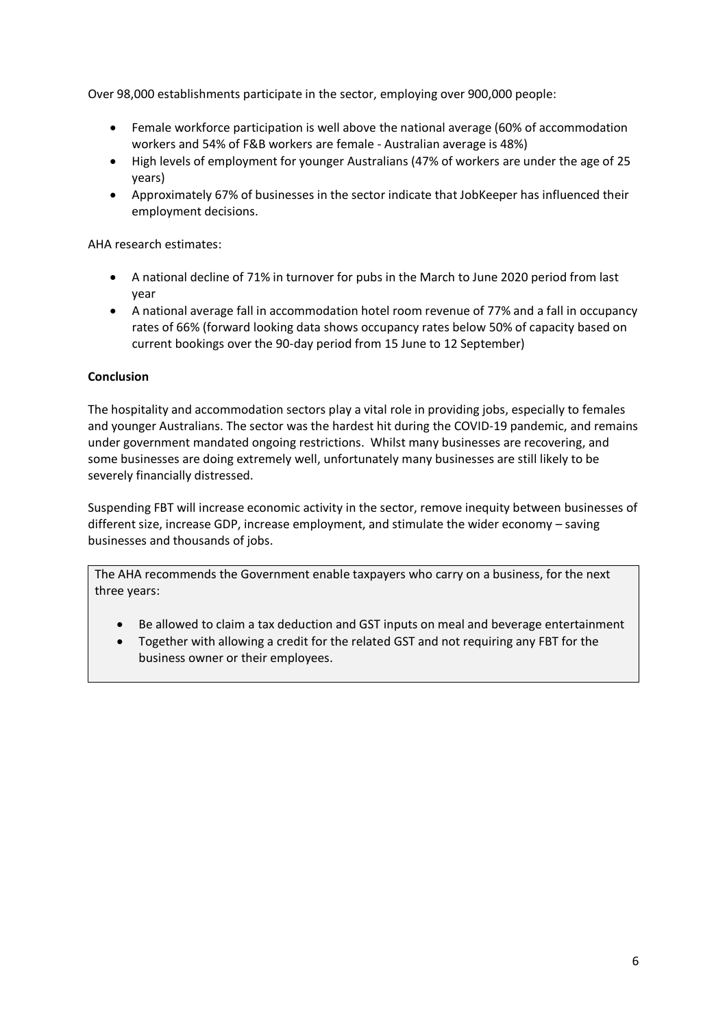Over 98,000 establishments participate in the sector, employing over 900,000 people:

- Female workforce participation is well above the national average (60% of accommodation workers and 54% of F&B workers are female - Australian average is 48%)
- High levels of employment for younger Australians (47% of workers are under the age of 25 years)
- Approximately 67% of businesses in the sector indicate that JobKeeper has influenced their employment decisions.

AHA research estimates:

- A national decline of 71% in turnover for pubs in the March to June 2020 period from last year
- A national average fall in accommodation hotel room revenue of 77% and a fall in occupancy rates of 66% (forward looking data shows occupancy rates below 50% of capacity based on current bookings over the 90-day period from 15 June to 12 September)

**Conclusion**

The hospitality and accommodation sectors play a vital role in providing jobs, especially to females and younger Australians. The sector was the hardest hit during the COVID-19 pandemic, and remains under government mandated ongoing restrictions. Whilst many businesses are recovering, and some businesses are doing extremely well, unfortunately many businesses are still likely to be severely financially distressed.

Suspending FBT will increase economic activity in the sector, remove inequity between businesses of different size, increase GDP, increase employment, and stimulate the wider economy – saving businesses and thousands of jobs.

The AHA recommends the Government enable taxpayers who carry on a business, for the next three years:

- Be allowed to claim a tax deduction and GST inputs on meal and beverage entertainment
- Together with allowing a credit for the related GST and not requiring any FBT for the business owner or their employees.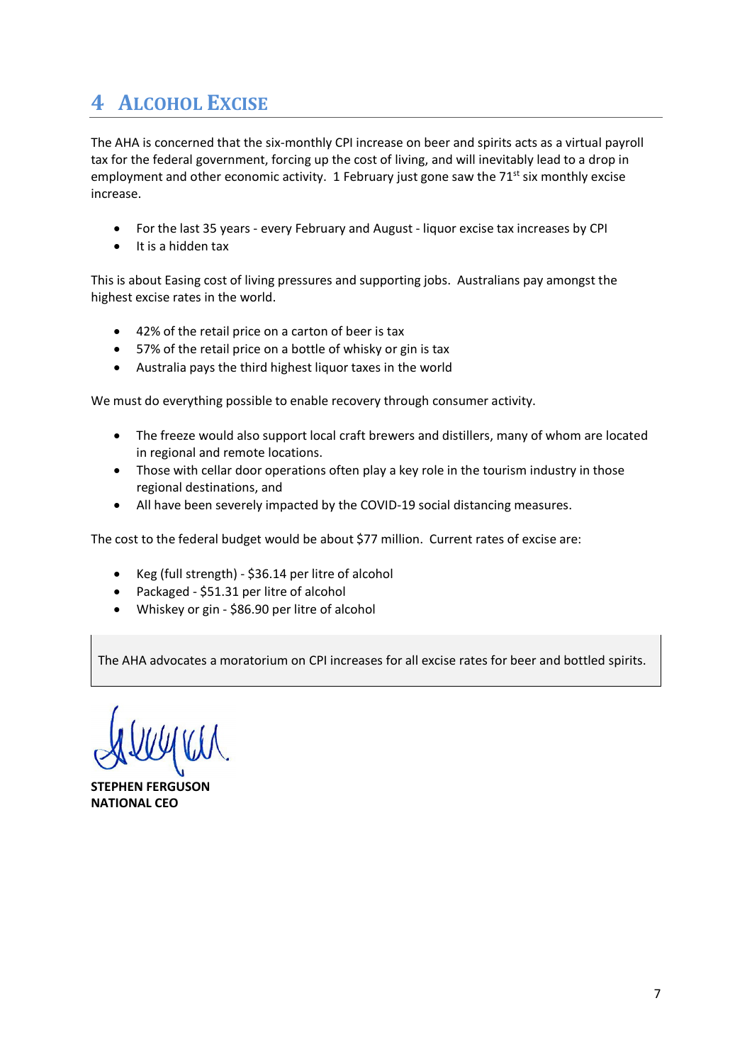# 4 ALCOHOL EXCISE

The AHA is concerned that the six-monthly CPI increase on beer and spirits acts as a virtual payroll tax for the federal government, forcing up the cost of living, and will inevitably lead to a drop in employment and other economic activity. 1 February just gone saw the 71st six monthly excise increase.

- For the last 35 years - every February and August - liquor excise tax increases by CPI
- It is a hidden tax

This is about Easing cost of living pressures and supporting jobs. Australians pay amongst the highest excise rates in the world.

- 42% of the retail price on a carton of beer is tax
- 57% of the retail price on a bottle of whisky or gin is tax
- Australia pays the third highest liquor taxes in the world

We must do everything possible to enable recovery through consumer activity.

- The freeze would also support local craft brewers and distillers, many of whom are located in regional and remote locations.
- Those with cellar door operations often play a key role in the tourism industry in those regional destinations, and
- All have been severely impacted by the COVID-19 social distancing measures.

The cost to the federal budget would be about $77 million. Current rates of excise are:

- Keg (full strength) - $36.14 per litre of alcohol
- Packaged - $51.31 per litre of alcohol
- Whiskey or gin - $86.90 per litre of alcohol

> The AHA advocates a moratorium on CPI increases for all excise rates for beer and bottled spirits.

**STEPHEN FERGUSON**
**NATIONAL CEO**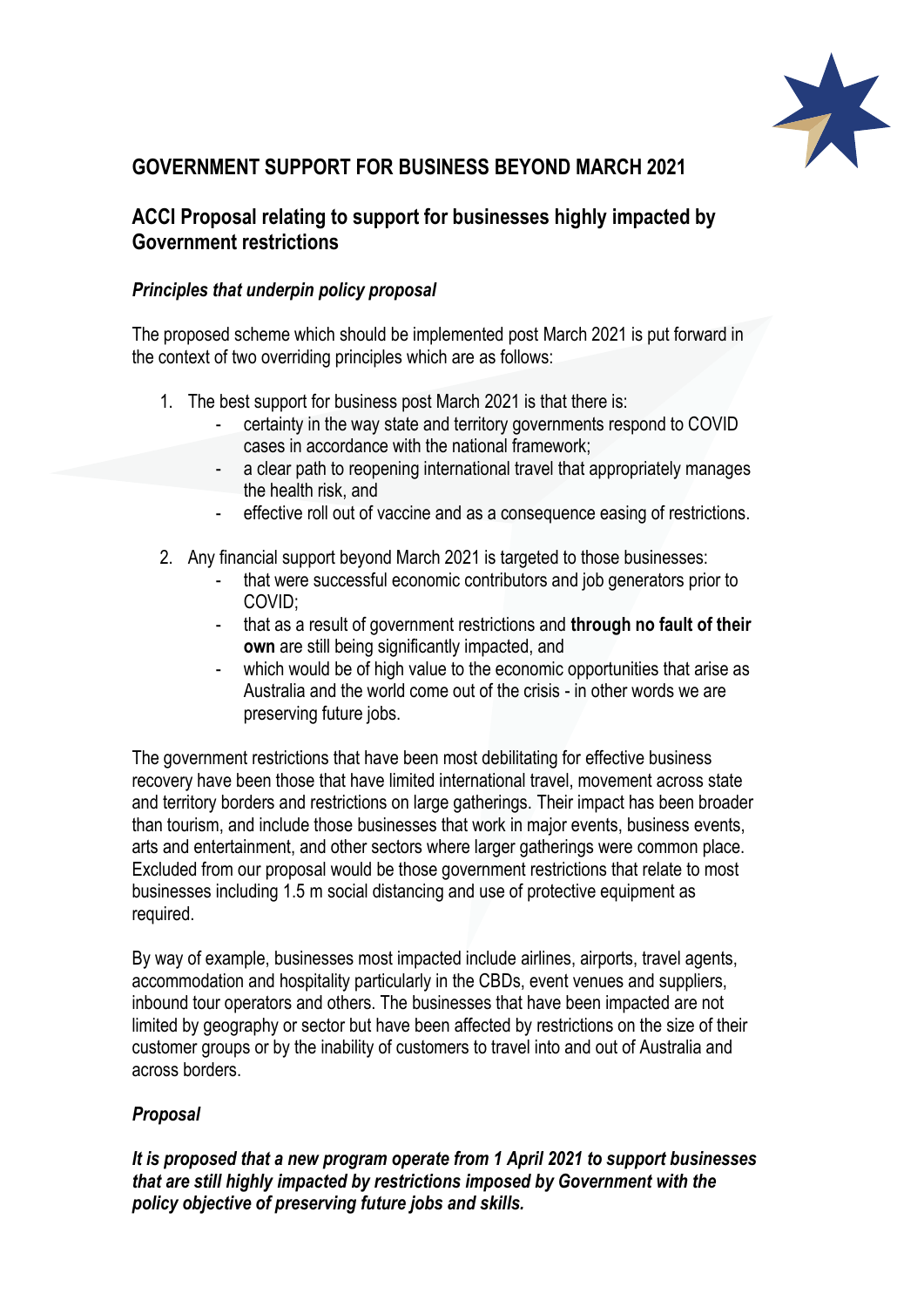## GOVERNMENT SUPPORT FOR BUSINESS BEYOND MARCH 2021

### ACCI Proposal relating to support for businesses highly impacted by Government restrictions

#### *Principles that underpin policy proposal*

The proposed scheme which should be implemented post March 2021 is put forward in the context of two overriding principles which are as follows:

1. The best support for business post March 2021 is that there is:
   - certainty in the way state and territory governments respond to COVID cases in accordance with the national framework;
   - a clear path to reopening international travel that appropriately manages the health risk, and
   - effective roll out of vaccine and as a consequence easing of restrictions.
2. Any financial support beyond March 2021 is targeted to those businesses:
   - that were successful economic contributors and job generators prior to COVID;
   - that as a result of government restrictions and **through no fault of their own** are still being significantly impacted, and
   - which would be of high value to the economic opportunities that arise as Australia and the world come out of the crisis - in other words we are preserving future jobs.

The government restrictions that have been most debilitating for effective business recovery have been those that have limited international travel, movement across state and territory borders and restrictions on large gatherings. Their impact has been broader than tourism, and include those businesses that work in major events, business events, arts and entertainment, and other sectors where larger gatherings were common place. Excluded from our proposal would be those government restrictions that relate to most businesses including 1.5 m social distancing and use of protective equipment as required.

By way of example, businesses most impacted include airlines, airports, travel agents, accommodation and hospitality particularly in the CBDs, event venues and suppliers, inbound tour operators and others. The businesses that have been impacted are not limited by geography or sector but have been affected by restrictions on the size of their customer groups or by the inability of customers to travel into and out of Australia and across borders.

#### *Proposal*

***It is proposed that a new program operate from 1 April 2021 to support businesses that are still highly impacted by restrictions imposed by Government with the policy objective of preserving future jobs and skills.***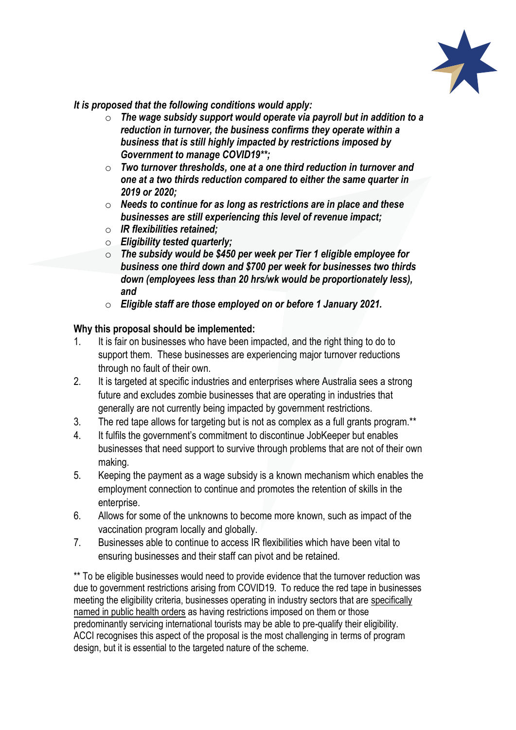***It is proposed that the following conditions would apply:***

- ***The wage subsidy support would operate via payroll but in addition to a reduction in turnover, the business confirms they operate within a business that is still highly impacted by restrictions imposed by Government to manage COVID19\*\*;***
- ***Two turnover thresholds, one at a one third reduction in turnover and one at a two thirds reduction compared to either the same quarter in 2019 or 2020;***
- ***Needs to continue for as long as restrictions are in place and these businesses are still experiencing this level of revenue impact;***
- ***IR flexibilities retained;***
- ***Eligibility tested quarterly;***
- ***The subsidy would be \$450 per week per Tier 1 eligible employee for business one third down and \$700 per week for businesses two thirds down (employees less than 20 hrs/wk would be proportionately less), and***
- ***Eligible staff are those employed on or before 1 January 2021.***

**Why this proposal should be implemented:**

1. It is fair on businesses who have been impacted, and the right thing to do to support them. These businesses are experiencing major turnover reductions through no fault of their own.
2. It is targeted at specific industries and enterprises where Australia sees a strong future and excludes zombie businesses that are operating in industries that generally are not currently being impacted by government restrictions.
3. The red tape allows for targeting but is not as complex as a full grants program.**
4. It fulfils the government's commitment to discontinue JobKeeper but enables businesses that need support to survive through problems that are not of their own making.
5. Keeping the payment as a wage subsidy is a known mechanism which enables the employment connection to continue and promotes the retention of skills in the enterprise.
6. Allows for some of the unknowns to become more known, such as impact of the vaccination program locally and globally.
7. Businesses able to continue to access IR flexibilities which have been vital to ensuring businesses and their staff can pivot and be retained.

** To be eligible businesses would need to provide evidence that the turnover reduction was due to government restrictions arising from COVID19. To reduce the red tape in businesses meeting the eligibility criteria, businesses operating in industry sectors that are <u>specifically named in public health orders</u> as having restrictions imposed on them or those predominantly servicing international tourists may be able to pre-qualify their eligibility. ACCI recognises this aspect of the proposal is the most challenging in terms of program design, but it is essential to the targeted nature of the scheme.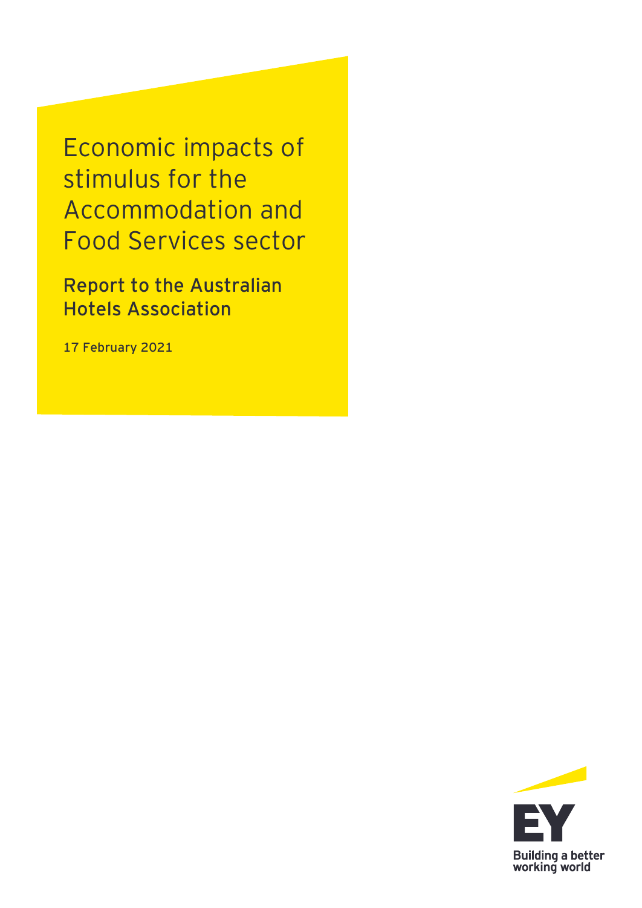# Economic impacts of stimulus for the Accommodation and Food Services sector

## Report to the Australian Hotels Association

17 February 2021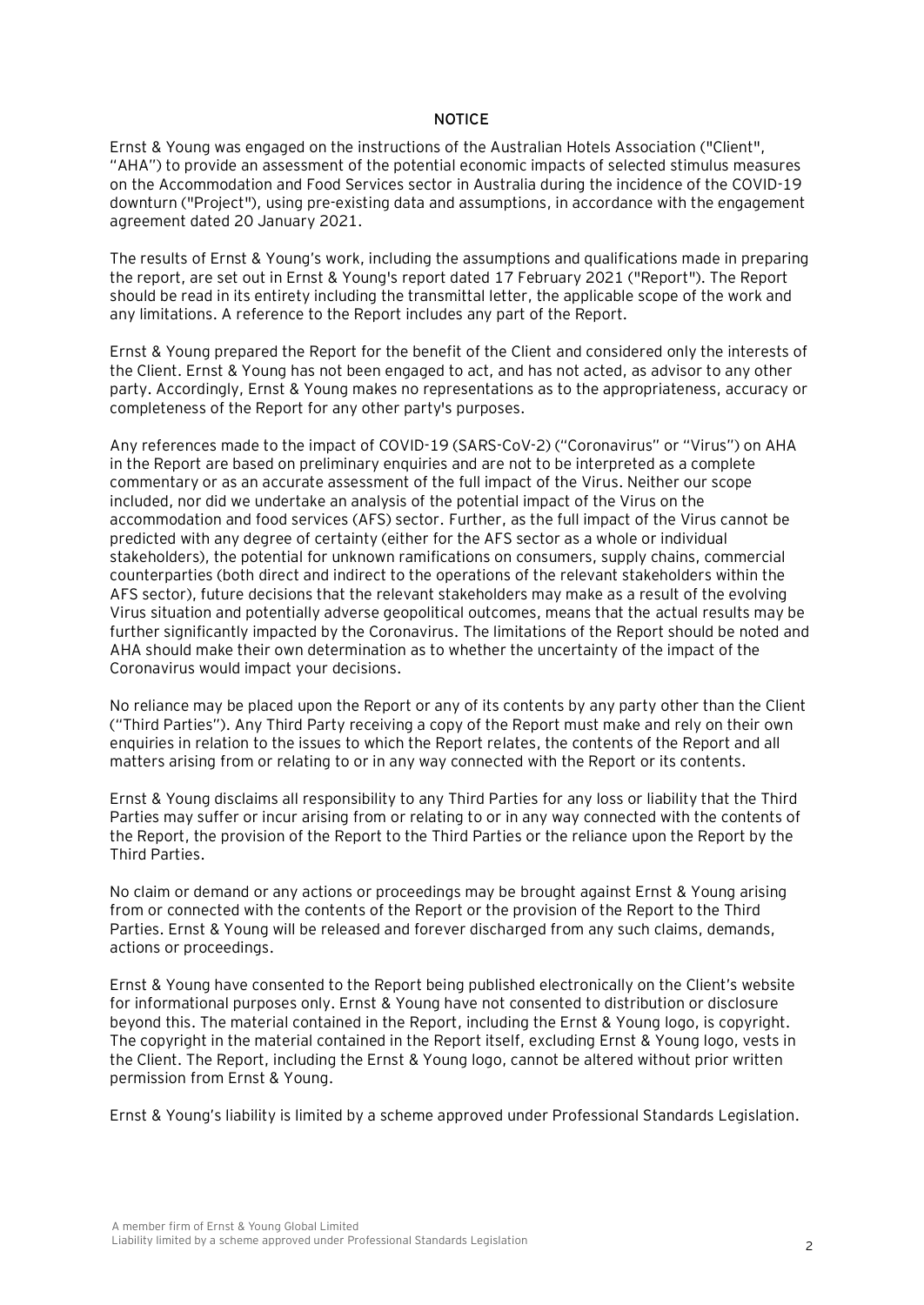## NOTICE

Ernst & Young was engaged on the instructions of the Australian Hotels Association ("Client", "AHA") to provide an assessment of the potential economic impacts of selected stimulus measures on the Accommodation and Food Services sector in Australia during the incidence of the COVID-19 downturn ("Project"), using pre-existing data and assumptions, in accordance with the engagement agreement dated 20 January 2021.

The results of Ernst & Young's work, including the assumptions and qualifications made in preparing the report, are set out in Ernst & Young's report dated 17 February 2021 ("Report"). The Report should be read in its entirety including the transmittal letter, the applicable scope of the work and any limitations. A reference to the Report includes any part of the Report.

Ernst & Young prepared the Report for the benefit of the Client and considered only the interests of the Client. Ernst & Young has not been engaged to act, and has not acted, as advisor to any other party. Accordingly, Ernst & Young makes no representations as to the appropriateness, accuracy or completeness of the Report for any other party's purposes.

Any references made to the impact of COVID-19 (SARS-CoV-2) ("Coronavirus" or "Virus") on AHA in the Report are based on preliminary enquiries and are not to be interpreted as a complete commentary or as an accurate assessment of the full impact of the Virus. Neither our scope included, nor did we undertake an analysis of the potential impact of the Virus on the accommodation and food services (AFS) sector. Further, as the full impact of the Virus cannot be predicted with any degree of certainty (either for the AFS sector as a whole or individual stakeholders), the potential for unknown ramifications on consumers, supply chains, commercial counterparties (both direct and indirect to the operations of the relevant stakeholders within the AFS sector), future decisions that the relevant stakeholders may make as a result of the evolving Virus situation and potentially adverse geopolitical outcomes, means that the actual results may be further significantly impacted by the Coronavirus. The limitations of the Report should be noted and AHA should make their own determination as to whether the uncertainty of the impact of the Coronavirus would impact your decisions.

No reliance may be placed upon the Report or any of its contents by any party other than the Client ("Third Parties"). Any Third Party receiving a copy of the Report must make and rely on their own enquiries in relation to the issues to which the Report relates, the contents of the Report and all matters arising from or relating to or in any way connected with the Report or its contents.

Ernst & Young disclaims all responsibility to any Third Parties for any loss or liability that the Third Parties may suffer or incur arising from or relating to or in any way connected with the contents of the Report, the provision of the Report to the Third Parties or the reliance upon the Report by the Third Parties.

No claim or demand or any actions or proceedings may be brought against Ernst & Young arising from or connected with the contents of the Report or the provision of the Report to the Third Parties. Ernst & Young will be released and forever discharged from any such claims, demands, actions or proceedings.

Ernst & Young have consented to the Report being published electronically on the Client's website for informational purposes only. Ernst & Young have not consented to distribution or disclosure beyond this. The material contained in the Report, including the Ernst & Young logo, is copyright. The copyright in the material contained in the Report itself, excluding Ernst & Young logo, vests in the Client. The Report, including the Ernst & Young logo, cannot be altered without prior written permission from Ernst & Young.

Ernst & Young's liability is limited by a scheme approved under Professional Standards Legislation.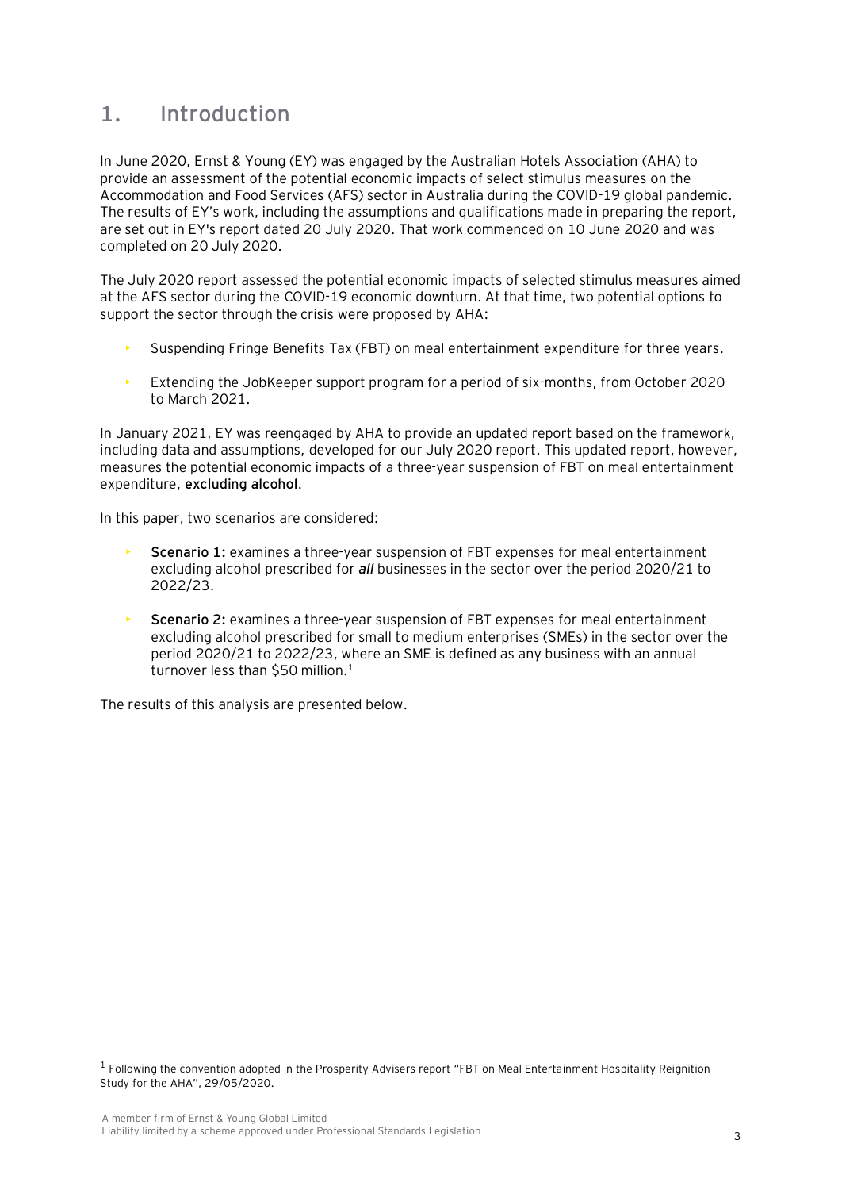# 1. Introduction

In June 2020, Ernst & Young (EY) was engaged by the Australian Hotels Association (AHA) to provide an assessment of the potential economic impacts of select stimulus measures on the Accommodation and Food Services (AFS) sector in Australia during the COVID-19 global pandemic. The results of EY's work, including the assumptions and qualifications made in preparing the report, are set out in EY's report dated 20 July 2020. That work commenced on 10 June 2020 and was completed on 20 July 2020.

The July 2020 report assessed the potential economic impacts of selected stimulus measures aimed at the AFS sector during the COVID-19 economic downturn. At that time, two potential options to support the sector through the crisis were proposed by AHA:

- Suspending Fringe Benefits Tax (FBT) on meal entertainment expenditure for three years.
- Extending the JobKeeper support program for a period of six-months, from October 2020 to March 2021.

In January 2021, EY was reengaged by AHA to provide an updated report based on the framework, including data and assumptions, developed for our July 2020 report. This updated report, however, measures the potential economic impacts of a three-year suspension of FBT on meal entertainment expenditure, **excluding alcohol**.

In this paper, two scenarios are considered:

- **Scenario 1:** examines a three-year suspension of FBT expenses for meal entertainment excluding alcohol prescribed for ***all*** businesses in the sector over the period 2020/21 to 2022/23.
- **Scenario 2:** examines a three-year suspension of FBT expenses for meal entertainment excluding alcohol prescribed for small to medium enterprises (SMEs) in the sector over the period 2020/21 to 2022/23, where an SME is defined as any business with an annual turnover less than $50 million.[1]

The results of this analysis are presented below.

[1] Following the convention adopted in the Prosperity Advisers report "FBT on Meal Entertainment Hospitality Reignition Study for the AHA", 29/05/2020.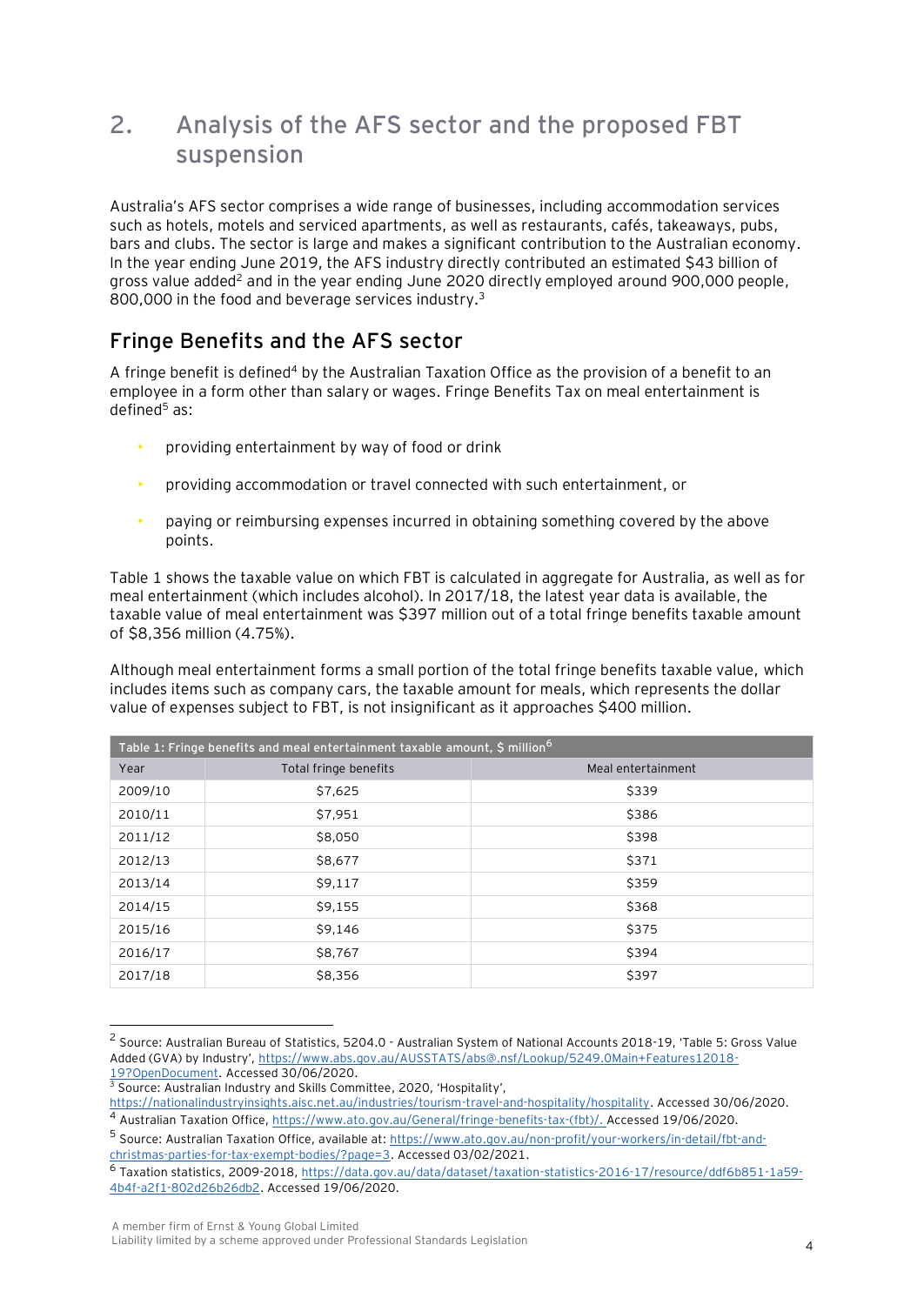## 2. Analysis of the AFS sector and the proposed FBT suspension

Australia's AFS sector comprises a wide range of businesses, including accommodation services such as hotels, motels and serviced apartments, as well as restaurants, cafés, takeaways, pubs, bars and clubs. The sector is large and makes a significant contribution to the Australian economy. In the year ending June 2019, the AFS industry directly contributed an estimated $43 billion of gross value added[2] and in the year ending June 2020 directly employed around 900,000 people, 800,000 in the food and beverage services industry.[3]

### Fringe Benefits and the AFS sector

A fringe benefit is defined[4] by the Australian Taxation Office as the provision of a benefit to an employee in a form other than salary or wages. Fringe Benefits Tax on meal entertainment is defined[5] as:

- providing entertainment by way of food or drink
- providing accommodation or travel connected with such entertainment, or
- paying or reimbursing expenses incurred in obtaining something covered by the above points.

Table 1 shows the taxable value on which FBT is calculated in aggregate for Australia, as well as for meal entertainment (which includes alcohol). In 2017/18, the latest year data is available, the taxable value of meal entertainment was $397 million out of a total fringe benefits taxable amount of $8,356 million (4.75%).

Although meal entertainment forms a small portion of the total fringe benefits taxable value, which includes items such as company cars, the taxable amount for meals, which represents the dollar value of expenses subject to FBT, is not insignificant as it approaches $400 million.

Table 1: Fringe benefits and meal entertainment taxable amount, $ million[6]

| Year | Total fringe benefits | Meal entertainment |
|---|---|---|
| 2009/10 | $7,625 | $339 |
| 2010/11 | $7,951 | $386 |
| 2011/12 | $8,050 | $398 |
| 2012/13 | $8,677 | $371 |
| 2013/14 | $9,117 | $359 |
| 2014/15 | $9,155 | $368 |
| 2015/16 | $9,146 | $375 |
| 2016/17 | $8,767 | $394 |
| 2017/18 | $8,356 | $397 |

---

[2] Source: Australian Bureau of Statistics, 5204.0 - Australian System of National Accounts 2018-19, 'Table 5: Gross Value Added (GVA) by Industry', https://www.abs.gov.au/AUSSTATS/abs@.nsf/Lookup/5249.0Main+Features12018-19?OpenDocument. Accessed 30/06/2020.

[3] Source: Australian Industry and Skills Committee, 2020, 'Hospitality', https://nationalindustryinsights.aisc.net.au/industries/tourism-travel-and-hospitality/hospitality. Accessed 30/06/2020.

[4] Australian Taxation Office, https://www.ato.gov.au/General/fringe-benefits-tax-(fbt)/. Accessed 19/06/2020.

[5] Source: Australian Taxation Office, available at: https://www.ato.gov.au/non-profit/your-workers/in-detail/fbt-and-christmas-parties-for-tax-exempt-bodies/?page=3. Accessed 03/02/2021.

[6] Taxation statistics, 2009-2018, https://data.gov.au/data/dataset/taxation-statistics-2016-17/resource/ddf6b851-1a59-4b4f-a2f1-802d26b26db2. Accessed 19/06/2020.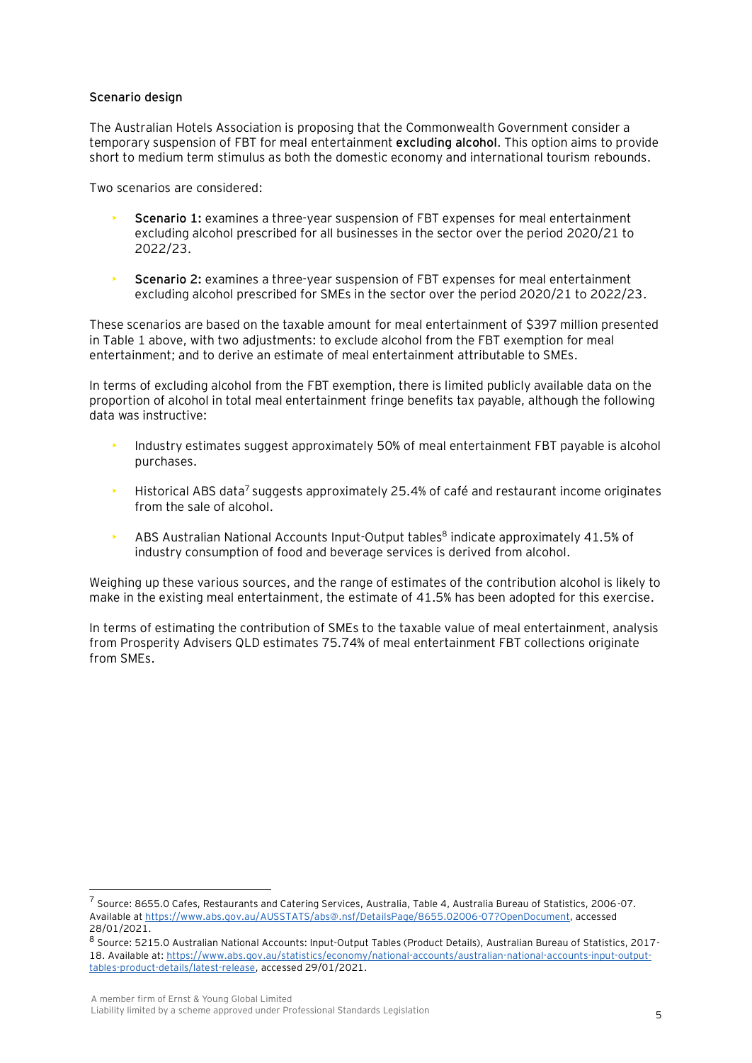**Scenario design**

The Australian Hotels Association is proposing that the Commonwealth Government consider a temporary suspension of FBT for meal entertainment **excluding alcohol**. This option aims to provide short to medium term stimulus as both the domestic economy and international tourism rebounds.

Two scenarios are considered:

- **Scenario 1:** examines a three-year suspension of FBT expenses for meal entertainment excluding alcohol prescribed for all businesses in the sector over the period 2020/21 to 2022/23.
- **Scenario 2:** examines a three-year suspension of FBT expenses for meal entertainment excluding alcohol prescribed for SMEs in the sector over the period 2020/21 to 2022/23.

These scenarios are based on the taxable amount for meal entertainment of $397 million presented in Table 1 above, with two adjustments: to exclude alcohol from the FBT exemption for meal entertainment; and to derive an estimate of meal entertainment attributable to SMEs.

In terms of excluding alcohol from the FBT exemption, there is limited publicly available data on the proportion of alcohol in total meal entertainment fringe benefits tax payable, although the following data was instructive:

- Industry estimates suggest approximately 50% of meal entertainment FBT payable is alcohol purchases.
- Historical ABS data[7] suggests approximately 25.4% of café and restaurant income originates from the sale of alcohol.
- ABS Australian National Accounts Input-Output tables[8] indicate approximately 41.5% of industry consumption of food and beverage services is derived from alcohol.

Weighing up these various sources, and the range of estimates of the contribution alcohol is likely to make in the existing meal entertainment, the estimate of 41.5% has been adopted for this exercise.

In terms of estimating the contribution of SMEs to the taxable value of meal entertainment, analysis from Prosperity Advisers QLD estimates 75.74% of meal entertainment FBT collections originate from SMEs.

---

[7] Source: 8655.0 Cafes, Restaurants and Catering Services, Australia, Table 4, Australia Bureau of Statistics, 2006-07. Available at https://www.abs.gov.au/AUSSTATS/abs@.nsf/DetailsPage/8655.02006-07?OpenDocument, accessed 28/01/2021.

[8] Source: 5215.0 Australian National Accounts: Input-Output Tables (Product Details), Australian Bureau of Statistics, 2017-18. Available at: https://www.abs.gov.au/statistics/economy/national-accounts/australian-national-accounts-input-output-tables-product-details/latest-release, accessed 29/01/2021.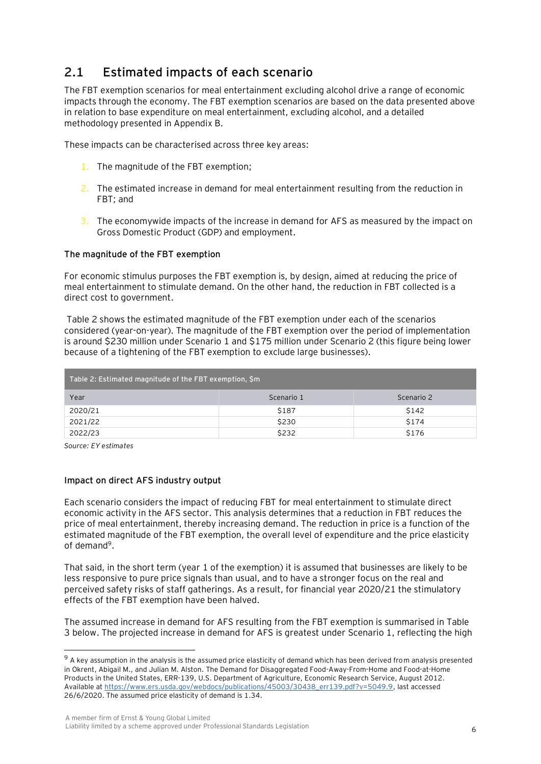## 2.1 Estimated impacts of each scenario

The FBT exemption scenarios for meal entertainment excluding alcohol drive a range of economic impacts through the economy. The FBT exemption scenarios are based on the data presented above in relation to base expenditure on meal entertainment, excluding alcohol, and a detailed methodology presented in Appendix B.

These impacts can be characterised across three key areas:

1. The magnitude of the FBT exemption;
2. The estimated increase in demand for meal entertainment resulting from the reduction in FBT; and
3. The economywide impacts of the increase in demand for AFS as measured by the impact on Gross Domestic Product (GDP) and employment.

**The magnitude of the FBT exemption**

For economic stimulus purposes the FBT exemption is, by design, aimed at reducing the price of meal entertainment to stimulate demand. On the other hand, the reduction in FBT collected is a direct cost to government.

Table 2 shows the estimated magnitude of the FBT exemption under each of the scenarios considered (year-on-year). The magnitude of the FBT exemption over the period of implementation is around $230 million under Scenario 1 and $175 million under Scenario 2 (this figure being lower because of a tightening of the FBT exemption to exclude large businesses).

**Table 2: Estimated magnitude of the FBT exemption, $m**

| Year | Scenario 1 | Scenario 2 |
|---|---|---|
| 2020/21 | $187 | $142 |
| 2021/22 | $230 | $174 |
| 2022/23 | $232 | $176 |

*Source: EY estimates*

**Impact on direct AFS industry output**

Each scenario considers the impact of reducing FBT for meal entertainment to stimulate direct economic activity in the AFS sector. This analysis determines that a reduction in FBT reduces the price of meal entertainment, thereby increasing demand. The reduction in price is a function of the estimated magnitude of the FBT exemption, the overall level of expenditure and the price elasticity of demand[9].

That said, in the short term (year 1 of the exemption) it is assumed that businesses are likely to be less responsive to pure price signals than usual, and to have a stronger focus on the real and perceived safety risks of staff gatherings. As a result, for financial year 2020/21 the stimulatory effects of the FBT exemption have been halved.

The assumed increase in demand for AFS resulting from the FBT exemption is summarised in Table 3 below. The projected increase in demand for AFS is greatest under Scenario 1, reflecting the high

[9] A key assumption in the analysis is the assumed price elasticity of demand which has been derived from analysis presented in Okrent, Abigail M., and Julian M. Alston. The Demand for Disaggregated Food-Away-From-Home and Food-at-Home Products in the United States, ERR-139, U.S. Department of Agriculture, Economic Research Service, August 2012. Available at https://www.ers.usda.gov/webdocs/publications/45003/30438_err139.pdf?v=5049.9, last accessed 26/6/2020. The assumed price elasticity of demand is 1.34.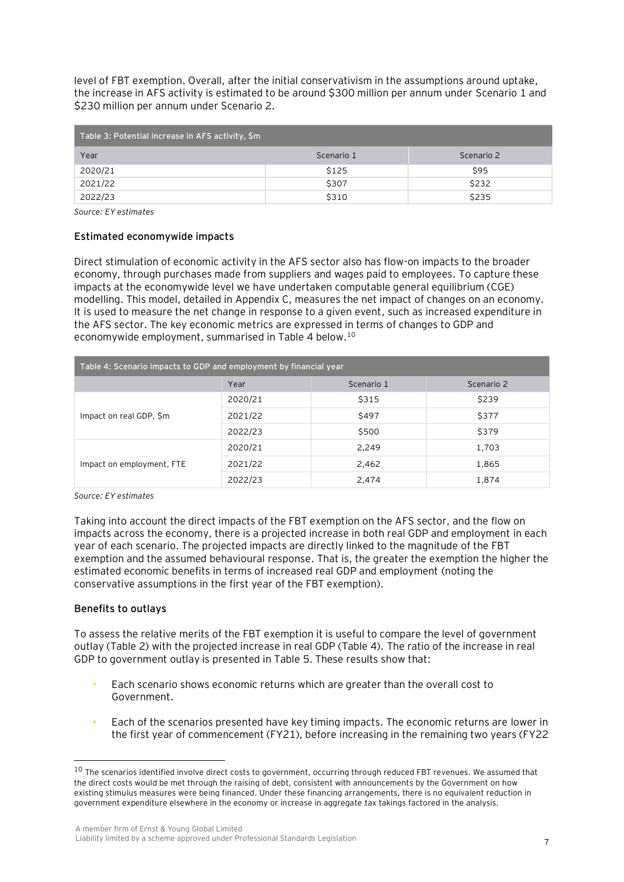level of FBT exemption. Overall, after the initial conservativism in the assumptions around uptake, the increase in AFS activity is estimated to be around $300 million per annum under Scenario 1 and $230 million per annum under Scenario 2.

| Table 3: Potential increase in AFS activity, $m | | |
|---|---|---|
| Year | Scenario 1 | Scenario 2 |
| 2020/21 | $125 | $95 |
| 2021/22 | $307 | $232 |
| 2022/23 | $310 | $235 |

*Source: EY estimates*

### Estimated economywide impacts

Direct stimulation of economic activity in the AFS sector also has flow-on impacts to the broader economy, through purchases made from suppliers and wages paid to employees. To capture these impacts at the economywide level we have undertaken computable general equilibrium (CGE) modelling. This model, detailed in Appendix C, measures the net impact of changes on an economy. It is used to measure the net change in response to a given event, such as increased expenditure in the AFS sector. The key economic metrics are expressed in terms of changes to GDP and economywide employment, summarised in Table 4 below.[10]

| Table 4: Scenario impacts to GDP and employment by financial year | | | |
|---|---|---|---|
| | Year | Scenario 1 | Scenario 2 |
| Impact on real GDP, $m | 2020/21 | $315 | $239 |
| | 2021/22 | $497 | $377 |
| | 2022/23 | $500 | $379 |
| Impact on employment, FTE | 2020/21 | 2,249 | 1,703 |
| | 2021/22 | 2,462 | 1,865 |
| | 2022/23 | 2,474 | 1,874 |

*Source: EY estimates*

Taking into account the direct impacts of the FBT exemption on the AFS sector, and the flow on impacts across the economy, there is a projected increase in both real GDP and employment in each year of each scenario. The projected impacts are directly linked to the magnitude of the FBT exemption and the assumed behavioural response. That is, the greater the exemption the higher the estimated economic benefits in terms of increased real GDP and employment (noting the conservative assumptions in the first year of the FBT exemption).

### Benefits to outlays

To assess the relative merits of the FBT exemption it is useful to compare the level of government outlay (Table 2) with the projected increase in real GDP (Table 4). The ratio of the increase in real GDP to government outlay is presented in Table 5. These results show that:

- Each scenario shows economic returns which are greater than the overall cost to Government.
- Each of the scenarios presented have key timing impacts. The economic returns are lower in the first year of commencement (FY21), before increasing in the remaining two years (FY22

[10] The scenarios identified involve direct costs to government, occurring through reduced FBT revenues. We assumed that the direct costs would be met through the raising of debt, consistent with announcements by the Government on how existing stimulus measures were being financed. Under these financing arrangements, there is no equivalent reduction in government expenditure elsewhere in the economy or increase in aggregate tax takings factored in the analysis.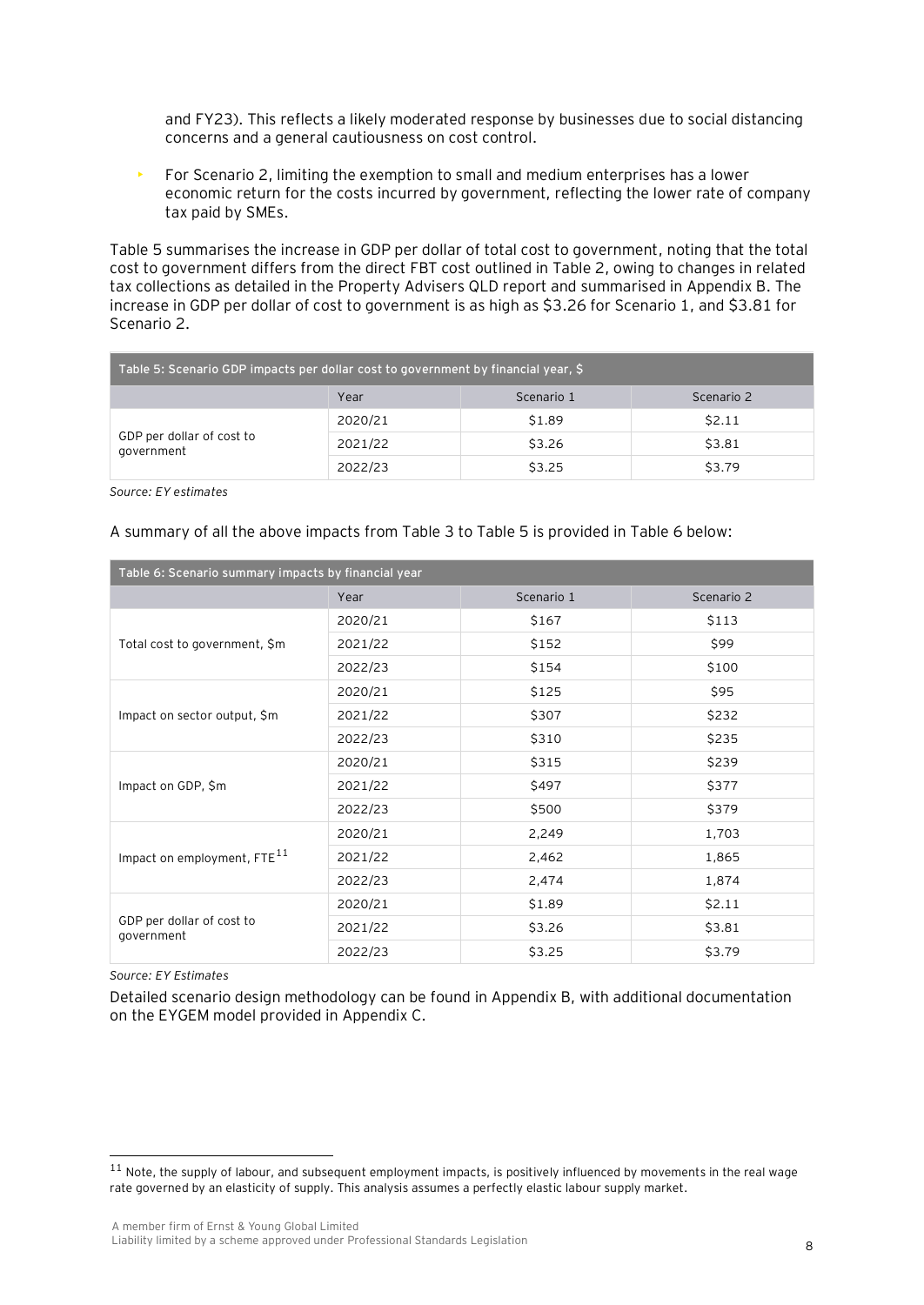and FY23). This reflects a likely moderated response by businesses due to social distancing concerns and a general cautiousness on cost control.

- For Scenario 2, limiting the exemption to small and medium enterprises has a lower economic return for the costs incurred by government, reflecting the lower rate of company tax paid by SMEs.

Table 5 summarises the increase in GDP per dollar of total cost to government, noting that the total cost to government differs from the direct FBT cost outlined in Table 2, owing to changes in related tax collections as detailed in the Property Advisers QLD report and summarised in Appendix B. The increase in GDP per dollar of cost to government is as high as $3.26 for Scenario 1, and $3.81 for Scenario 2.

**Table 5: Scenario GDP impacts per dollar cost to government by financial year, $**

| | Year | Scenario 1 | Scenario 2 |
|---|---|---|---|
| GDP per dollar of cost to government | 2020/21 | $1.89 | $2.11 |
| | 2021/22 | $3.26 | $3.81 |
| | 2022/23 | $3.25 | $3.79 |

*Source: EY estimates*

A summary of all the above impacts from Table 3 to Table 5 is provided in Table 6 below:

**Table 6: Scenario summary impacts by financial year**

| | Year | Scenario 1 | Scenario 2 |
|---|---|---|---|
| Total cost to government, $m | 2020/21 | $167 | $113 |
| | 2021/22 | $152 | $99 |
| | 2022/23 | $154 | $100 |
| Impact on sector output, $m | 2020/21 | $125 | $95 |
| | 2021/22 | $307 | $232 |
| | 2022/23 | $310 | $235 |
| Impact on GDP, $m | 2020/21 | $315 | $239 |
| | 2021/22 | $497 | $377 |
| | 2022/23 | $500 | $379 |
| Impact on employment, FTE[11] | 2020/21 | 2,249 | 1,703 |
| | 2021/22 | 2,462 | 1,865 |
| | 2022/23 | 2,474 | 1,874 |
| GDP per dollar of cost to government | 2020/21 | $1.89 | $2.11 |
| | 2021/22 | $3.26 | $3.81 |
| | 2022/23 | $3.25 | $3.79 |

*Source: EY Estimates*

Detailed scenario design methodology can be found in Appendix B, with additional documentation on the EYGEM model provided in Appendix C.

[11] Note, the supply of labour, and subsequent employment impacts, is positively influenced by movements in the real wage rate governed by an elasticity of supply. This analysis assumes a perfectly elastic labour supply market.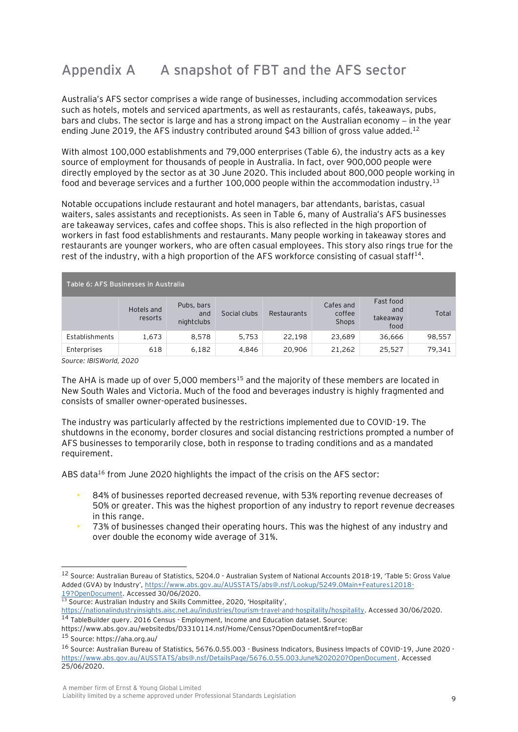# Appendix A A snapshot of FBT and the AFS sector

Australia's AFS sector comprises a wide range of businesses, including accommodation services such as hotels, motels and serviced apartments, as well as restaurants, cafés, takeaways, pubs, bars and clubs. The sector is large and has a strong impact on the Australian economy – in the year ending June 2019, the AFS industry contributed around $43 billion of gross value added.[12]

With almost 100,000 establishments and 79,000 enterprises (Table 6), the industry acts as a key source of employment for thousands of people in Australia. In fact, over 900,000 people were directly employed by the sector as at 30 June 2020. This included about 800,000 people working in food and beverage services and a further 100,000 people within the accommodation industry.[13]

Notable occupations include restaurant and hotel managers, bar attendants, baristas, casual waiters, sales assistants and receptionists. As seen in Table 6, many of Australia's AFS businesses are takeaway services, cafes and coffee shops. This is also reflected in the high proportion of workers in fast food establishments and restaurants. Many people working in takeaway stores and restaurants are younger workers, who are often casual employees. This story also rings true for the rest of the industry, with a high proportion of the AFS workforce consisting of casual staff[14].

Table 6: AFS Businesses in Australia

| | Hotels and resorts | Pubs, bars and nightclubs | Social clubs | Restaurants | Cafes and coffee Shops | Fast food and takeaway food | Total |
|---|---|---|---|---|---|---|---|
| Establishments | 1,673 | 8,578 | 5,753 | 22,198 | 23,689 | 36,666 | 98,557 |
| Enterprises | 618 | 6,182 | 4,846 | 20,906 | 21,262 | 25,527 | 79,341 |

*Source: IBISWorld, 2020*

The AHA is made up of over 5,000 members[15] and the majority of these members are located in New South Wales and Victoria. Much of the food and beverages industry is highly fragmented and consists of smaller owner-operated businesses.

The industry was particularly affected by the restrictions implemented due to COVID-19. The shutdowns in the economy, border closures and social distancing restrictions prompted a number of AFS businesses to temporarily close, both in response to trading conditions and as a mandated requirement.

ABS data[16] from June 2020 highlights the impact of the crisis on the AFS sector:

- 84% of businesses reported decreased revenue, with 53% reporting revenue decreases of 50% or greater. This was the highest proportion of any industry to report revenue decreases in this range.
- 73% of businesses changed their operating hours. This was the highest of any industry and over double the economy wide average of 31%.

[12] Source: Australian Bureau of Statistics, 5204.0 - Australian System of National Accounts 2018-19, 'Table 5: Gross Value Added (GVA) by Industry', https://www.abs.gov.au/AUSSTATS/abs@.nsf/Lookup/5249.0Main+Features12018-19?OpenDocument. Accessed 30/06/2020.

[13] Source: Australian Industry and Skills Committee, 2020, 'Hospitality', https://nationalindustryinsights.aisc.net.au/industries/tourism-travel-and-hospitality/hospitality. Accessed 30/06/2020.

[14] TableBuilder query. 2016 Census - Employment, Income and Education dataset. Source: https://www.abs.gov.au/websitedbs/D3310114.nsf/Home/Census?OpenDocument&ref=topBar

[15] Source: https://aha.org.au/

[16] Source: Australian Bureau of Statistics, 5676.0.55.003 - Business Indicators, Business Impacts of COVID-19, June 2020 - https://www.abs.gov.au/AUSSTATS/abs@.nsf/DetailsPage/5676.0.55.003June%202020?OpenDocument. Accessed 25/06/2020.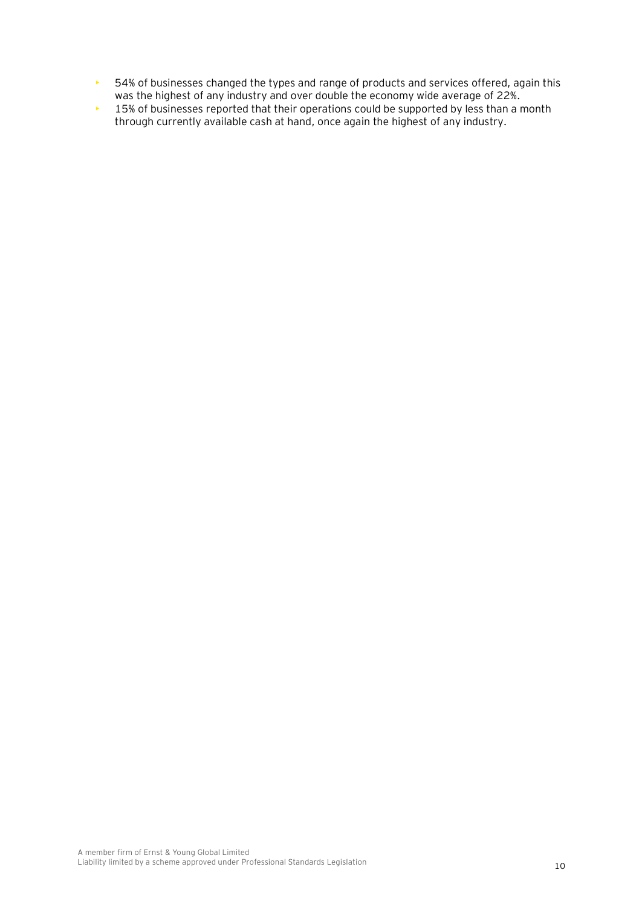- 54% of businesses changed the types and range of products and services offered, again this was the highest of any industry and over double the economy wide average of 22%.
- 15% of businesses reported that their operations could be supported by less than a month through currently available cash at hand, once again the highest of any industry.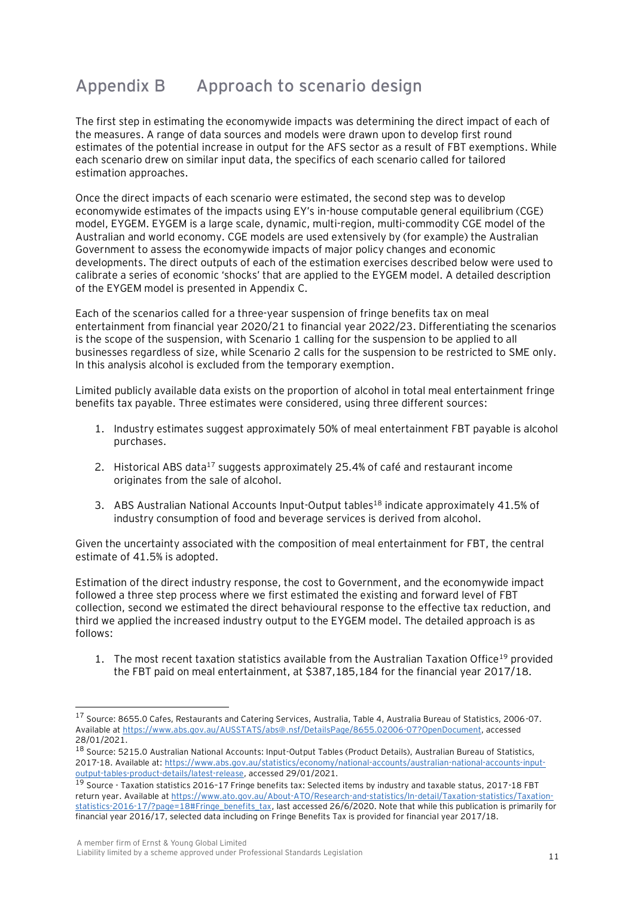# Appendix B Approach to scenario design

The first step in estimating the economywide impacts was determining the direct impact of each of the measures. A range of data sources and models were drawn upon to develop first round estimates of the potential increase in output for the AFS sector as a result of FBT exemptions. While each scenario drew on similar input data, the specifics of each scenario called for tailored estimation approaches.

Once the direct impacts of each scenario were estimated, the second step was to develop economywide estimates of the impacts using EY's in-house computable general equilibrium (CGE) model, EYGEM. EYGEM is a large scale, dynamic, multi-region, multi-commodity CGE model of the Australian and world economy. CGE models are used extensively by (for example) the Australian Government to assess the economywide impacts of major policy changes and economic developments. The direct outputs of each of the estimation exercises described below were used to calibrate a series of economic 'shocks' that are applied to the EYGEM model. A detailed description of the EYGEM model is presented in Appendix C.

Each of the scenarios called for a three-year suspension of fringe benefits tax on meal entertainment from financial year 2020/21 to financial year 2022/23. Differentiating the scenarios is the scope of the suspension, with Scenario 1 calling for the suspension to be applied to all businesses regardless of size, while Scenario 2 calls for the suspension to be restricted to SME only. In this analysis alcohol is excluded from the temporary exemption.

Limited publicly available data exists on the proportion of alcohol in total meal entertainment fringe benefits tax payable. Three estimates were considered, using three different sources:

1. Industry estimates suggest approximately 50% of meal entertainment FBT payable is alcohol purchases.
2. Historical ABS data[17] suggests approximately 25.4% of café and restaurant income originates from the sale of alcohol.
3. ABS Australian National Accounts Input-Output tables[18] indicate approximately 41.5% of industry consumption of food and beverage services is derived from alcohol.

Given the uncertainty associated with the composition of meal entertainment for FBT, the central estimate of 41.5% is adopted.

Estimation of the direct industry response, the cost to Government, and the economywide impact followed a three step process where we first estimated the existing and forward level of FBT collection, second we estimated the direct behavioural response to the effective tax reduction, and third we applied the increased industry output to the EYGEM model. The detailed approach is as follows:

1. The most recent taxation statistics available from the Australian Taxation Office[19] provided the FBT paid on meal entertainment, at $387,185,184 for the financial year 2017/18.

---

[17] Source: 8655.0 Cafes, Restaurants and Catering Services, Australia, Table 4, Australia Bureau of Statistics, 2006-07. Available at https://www.abs.gov.au/AUSSTATS/abs@.nsf/DetailsPage/8655.02006-07?OpenDocument, accessed 28/01/2021.

[18] Source: 5215.0 Australian National Accounts: Input-Output Tables (Product Details), Australian Bureau of Statistics, 2017-18. Available at: https://www.abs.gov.au/statistics/economy/national-accounts/australian-national-accounts-input-output-tables-product-details/latest-release, accessed 29/01/2021.

[19] Source - Taxation statistics 2016–17 Fringe benefits tax: Selected items by industry and taxable status, 2017-18 FBT return year. Available at https://www.ato.gov.au/About-ATO/Research-and-statistics/In-detail/Taxation-statistics/Taxation-statistics-2016-17/?page=18#Fringe_benefits_tax, last accessed 26/6/2020. Note that while this publication is primarily for financial year 2016/17, selected data including on Fringe Benefits Tax is provided for financial year 2017/18.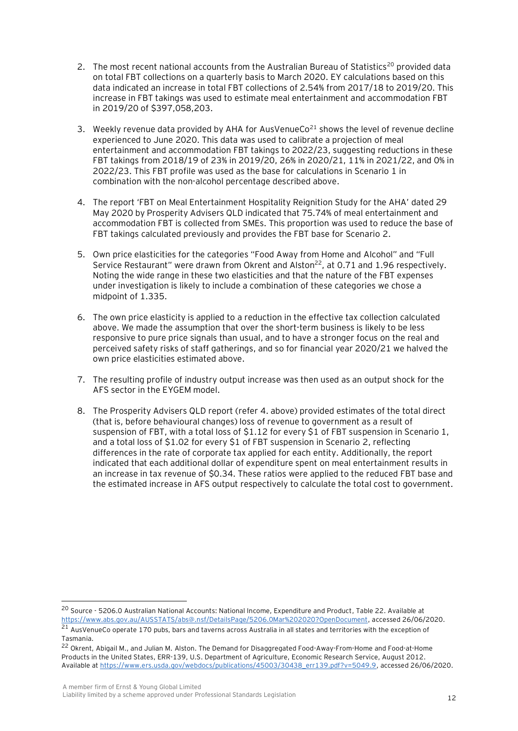2. The most recent national accounts from the Australian Bureau of Statistics[20] provided data on total FBT collections on a quarterly basis to March 2020. EY calculations based on this data indicated an increase in total FBT collections of 2.54% from 2017/18 to 2019/20. This increase in FBT takings was used to estimate meal entertainment and accommodation FBT in 2019/20 of $397,058,203.

3. Weekly revenue data provided by AHA for AusVenueCo[21] shows the level of revenue decline experienced to June 2020. This data was used to calibrate a projection of meal entertainment and accommodation FBT takings to 2022/23, suggesting reductions in these FBT takings from 2018/19 of 23% in 2019/20, 26% in 2020/21, 11% in 2021/22, and 0% in 2022/23. This FBT profile was used as the base for calculations in Scenario 1 in combination with the non-alcohol percentage described above.

4. The report 'FBT on Meal Entertainment Hospitality Reignition Study for the AHA' dated 29 May 2020 by Prosperity Advisers QLD indicated that 75.74% of meal entertainment and accommodation FBT is collected from SMEs. This proportion was used to reduce the base of FBT takings calculated previously and provides the FBT base for Scenario 2.

5. Own price elasticities for the categories "Food Away from Home and Alcohol" and "Full Service Restaurant" were drawn from Okrent and Alston[22], at 0.71 and 1.96 respectively. Noting the wide range in these two elasticities and that the nature of the FBT expenses under investigation is likely to include a combination of these categories we chose a midpoint of 1.335.

6. The own price elasticity is applied to a reduction in the effective tax collection calculated above. We made the assumption that over the short-term business is likely to be less responsive to pure price signals than usual, and to have a stronger focus on the real and perceived safety risks of staff gatherings, and so for financial year 2020/21 we halved the own price elasticities estimated above.

7. The resulting profile of industry output increase was then used as an output shock for the AFS sector in the EYGEM model.

8. The Prosperity Advisers QLD report (refer 4. above) provided estimates of the total direct (that is, before behavioural changes) loss of revenue to government as a result of suspension of FBT, with a total loss of $1.12 for every $1 of FBT suspension in Scenario 1, and a total loss of $1.02 for every $1 of FBT suspension in Scenario 2, reflecting differences in the rate of corporate tax applied for each entity. Additionally, the report indicated that each additional dollar of expenditure spent on meal entertainment results in an increase in tax revenue of $0.34. These ratios were applied to the reduced FBT base and the estimated increase in AFS output respectively to calculate the total cost to government.

---

[20] Source - 5206.0 Australian National Accounts: National Income, Expenditure and Product, Table 22. Available at https://www.abs.gov.au/AUSSTATS/abs@.nsf/DetailsPage/5206.0Mar%202020?OpenDocument, accessed 26/06/2020.

[21] AusVenueCo operate 170 pubs, bars and taverns across Australia in all states and territories with the exception of Tasmania.

[22] Okrent, Abigail M., and Julian M. Alston. The Demand for Disaggregated Food-Away-From-Home and Food-at-Home Products in the United States, ERR-139, U.S. Department of Agriculture, Economic Research Service, August 2012. Available at https://www.ers.usda.gov/webdocs/publications/45003/30438_err139.pdf?v=5049.9, accessed 26/06/2020.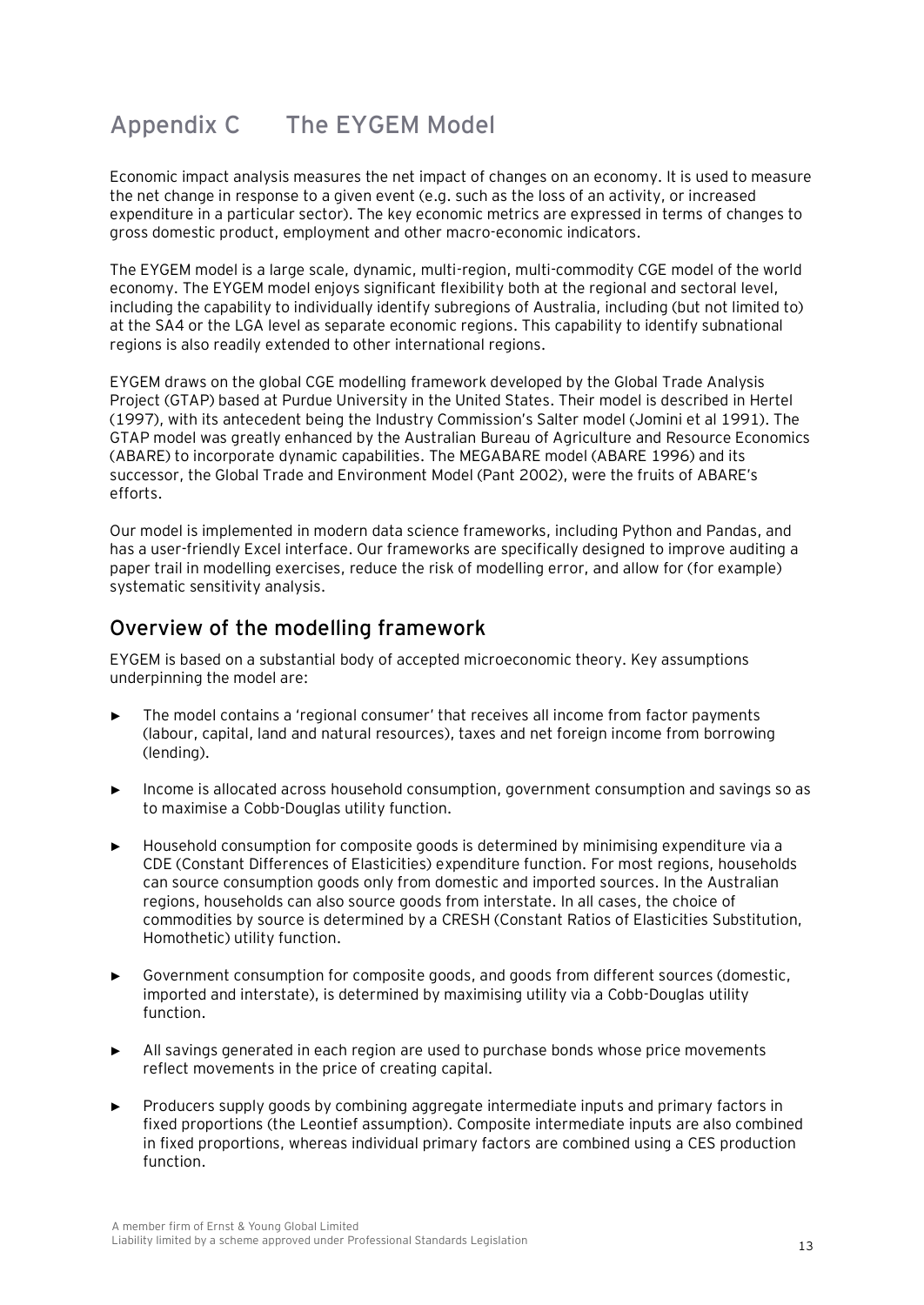# Appendix C The EYGEM Model

Economic impact analysis measures the net impact of changes on an economy. It is used to measure the net change in response to a given event (e.g. such as the loss of an activity, or increased expenditure in a particular sector). The key economic metrics are expressed in terms of changes to gross domestic product, employment and other macro-economic indicators.

The EYGEM model is a large scale, dynamic, multi-region, multi-commodity CGE model of the world economy. The EYGEM model enjoys significant flexibility both at the regional and sectoral level, including the capability to individually identify subregions of Australia, including (but not limited to) at the SA4 or the LGA level as separate economic regions. This capability to identify subnational regions is also readily extended to other international regions.

EYGEM draws on the global CGE modelling framework developed by the Global Trade Analysis Project (GTAP) based at Purdue University in the United States. Their model is described in Hertel (1997), with its antecedent being the Industry Commission's Salter model (Jomini et al 1991). The GTAP model was greatly enhanced by the Australian Bureau of Agriculture and Resource Economics (ABARE) to incorporate dynamic capabilities. The MEGABARE model (ABARE 1996) and its successor, the Global Trade and Environment Model (Pant 2002), were the fruits of ABARE's efforts.

Our model is implemented in modern data science frameworks, including Python and Pandas, and has a user-friendly Excel interface. Our frameworks are specifically designed to improve auditing a paper trail in modelling exercises, reduce the risk of modelling error, and allow for (for example) systematic sensitivity analysis.

## Overview of the modelling framework

EYGEM is based on a substantial body of accepted microeconomic theory. Key assumptions underpinning the model are:

- The model contains a 'regional consumer' that receives all income from factor payments (labour, capital, land and natural resources), taxes and net foreign income from borrowing (lending).
- Income is allocated across household consumption, government consumption and savings so as to maximise a Cobb-Douglas utility function.
- Household consumption for composite goods is determined by minimising expenditure via a CDE (Constant Differences of Elasticities) expenditure function. For most regions, households can source consumption goods only from domestic and imported sources. In the Australian regions, households can also source goods from interstate. In all cases, the choice of commodities by source is determined by a CRESH (Constant Ratios of Elasticities Substitution, Homothetic) utility function.
- Government consumption for composite goods, and goods from different sources (domestic, imported and interstate), is determined by maximising utility via a Cobb-Douglas utility function.
- All savings generated in each region are used to purchase bonds whose price movements reflect movements in the price of creating capital.
- Producers supply goods by combining aggregate intermediate inputs and primary factors in fixed proportions (the Leontief assumption). Composite intermediate inputs are also combined in fixed proportions, whereas individual primary factors are combined using a CES production function.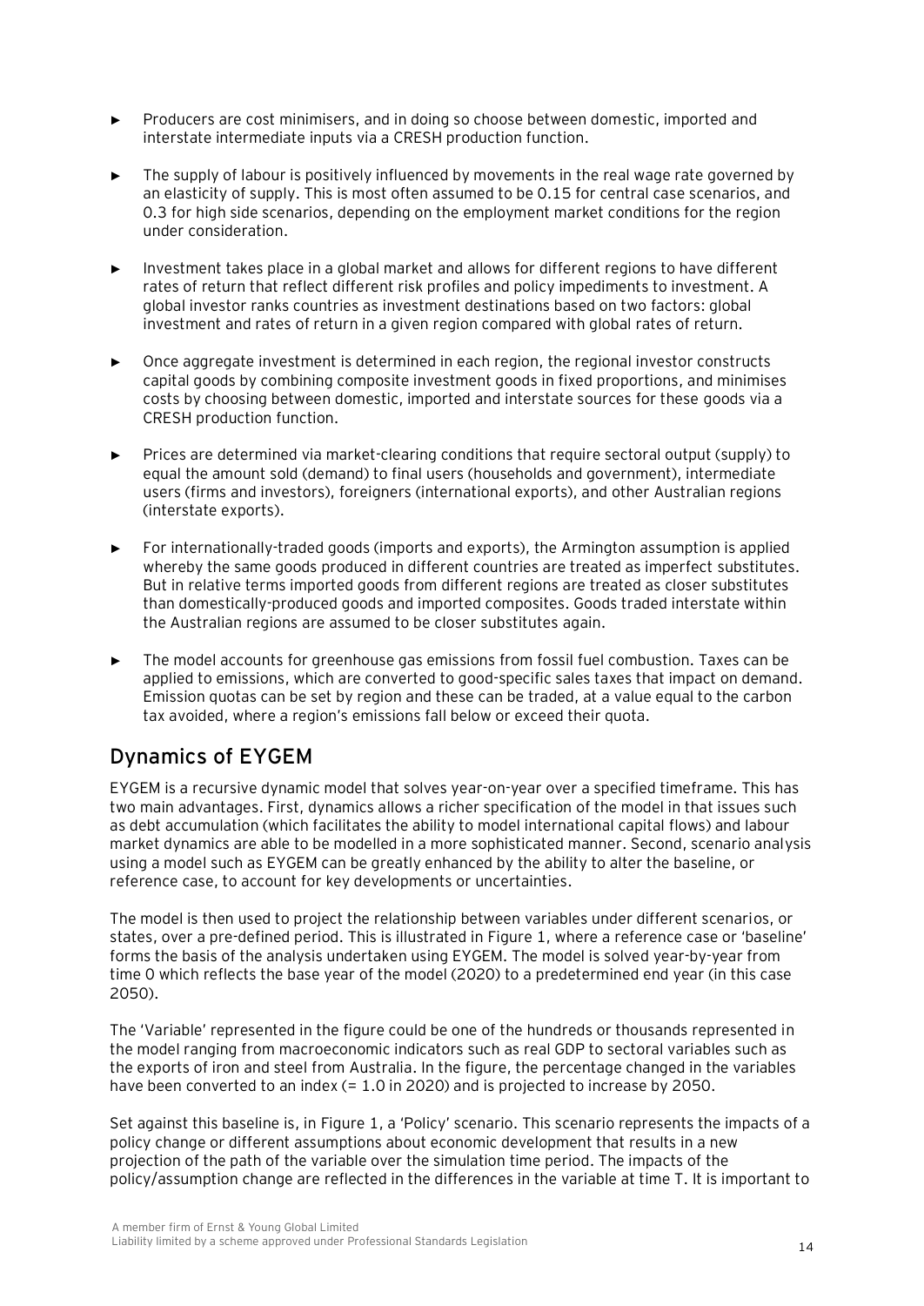- Producers are cost minimisers, and in doing so choose between domestic, imported and interstate intermediate inputs via a CRESH production function.
- The supply of labour is positively influenced by movements in the real wage rate governed by an elasticity of supply. This is most often assumed to be 0.15 for central case scenarios, and 0.3 for high side scenarios, depending on the employment market conditions for the region under consideration.
- Investment takes place in a global market and allows for different regions to have different rates of return that reflect different risk profiles and policy impediments to investment. A global investor ranks countries as investment destinations based on two factors: global investment and rates of return in a given region compared with global rates of return.
- Once aggregate investment is determined in each region, the regional investor constructs capital goods by combining composite investment goods in fixed proportions, and minimises costs by choosing between domestic, imported and interstate sources for these goods via a CRESH production function.
- Prices are determined via market-clearing conditions that require sectoral output (supply) to equal the amount sold (demand) to final users (households and government), intermediate users (firms and investors), foreigners (international exports), and other Australian regions (interstate exports).
- For internationally-traded goods (imports and exports), the Armington assumption is applied whereby the same goods produced in different countries are treated as imperfect substitutes. But in relative terms imported goods from different regions are treated as closer substitutes than domestically-produced goods and imported composites. Goods traded interstate within the Australian regions are assumed to be closer substitutes again.
- The model accounts for greenhouse gas emissions from fossil fuel combustion. Taxes can be applied to emissions, which are converted to good-specific sales taxes that impact on demand. Emission quotas can be set by region and these can be traded, at a value equal to the carbon tax avoided, where a region's emissions fall below or exceed their quota.

## Dynamics of EYGEM

EYGEM is a recursive dynamic model that solves year-on-year over a specified timeframe. This has two main advantages. First, dynamics allows a richer specification of the model in that issues such as debt accumulation (which facilitates the ability to model international capital flows) and labour market dynamics are able to be modelled in a more sophisticated manner. Second, scenario analysis using a model such as EYGEM can be greatly enhanced by the ability to alter the baseline, or reference case, to account for key developments or uncertainties.

The model is then used to project the relationship between variables under different scenarios, or states, over a pre-defined period. This is illustrated in Figure 1, where a reference case or 'baseline' forms the basis of the analysis undertaken using EYGEM. The model is solved year-by-year from time 0 which reflects the base year of the model (2020) to a predetermined end year (in this case 2050).

The 'Variable' represented in the figure could be one of the hundreds or thousands represented in the model ranging from macroeconomic indicators such as real GDP to sectoral variables such as the exports of iron and steel from Australia. In the figure, the percentage changed in the variables have been converted to an index (= 1.0 in 2020) and is projected to increase by 2050.

Set against this baseline is, in Figure 1, a 'Policy' scenario. This scenario represents the impacts of a policy change or different assumptions about economic development that results in a new projection of the path of the variable over the simulation time period. The impacts of the policy/assumption change are reflected in the differences in the variable at time T. It is important to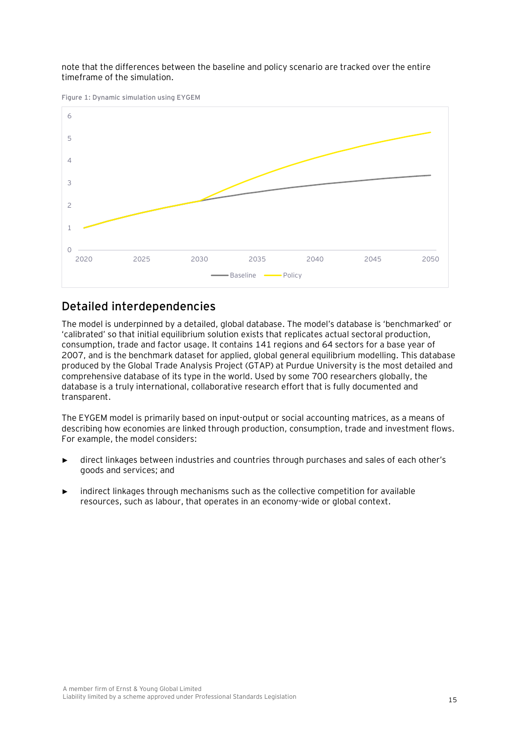note that the differences between the baseline and policy scenario are tracked over the entire timeframe of the simulation.

Figure 1: Dynamic simulation using EYGEM

## Detailed interdependencies

The model is underpinned by a detailed, global database. The model's database is 'benchmarked' or 'calibrated' so that initial equilibrium solution exists that replicates actual sectoral production, consumption, trade and factor usage. It contains 141 regions and 64 sectors for a base year of 2007, and is the benchmark dataset for applied, global general equilibrium modelling. This database produced by the Global Trade Analysis Project (GTAP) at Purdue University is the most detailed and comprehensive database of its type in the world. Used by some 700 researchers globally, the database is a truly international, collaborative research effort that is fully documented and transparent.

The EYGEM model is primarily based on input-output or social accounting matrices, as a means of describing how economies are linked through production, consumption, trade and investment flows. For example, the model considers:

- direct linkages between industries and countries through purchases and sales of each other's goods and services; and
- indirect linkages through mechanisms such as the collective competition for available resources, such as labour, that operates in an economy-wide or global context.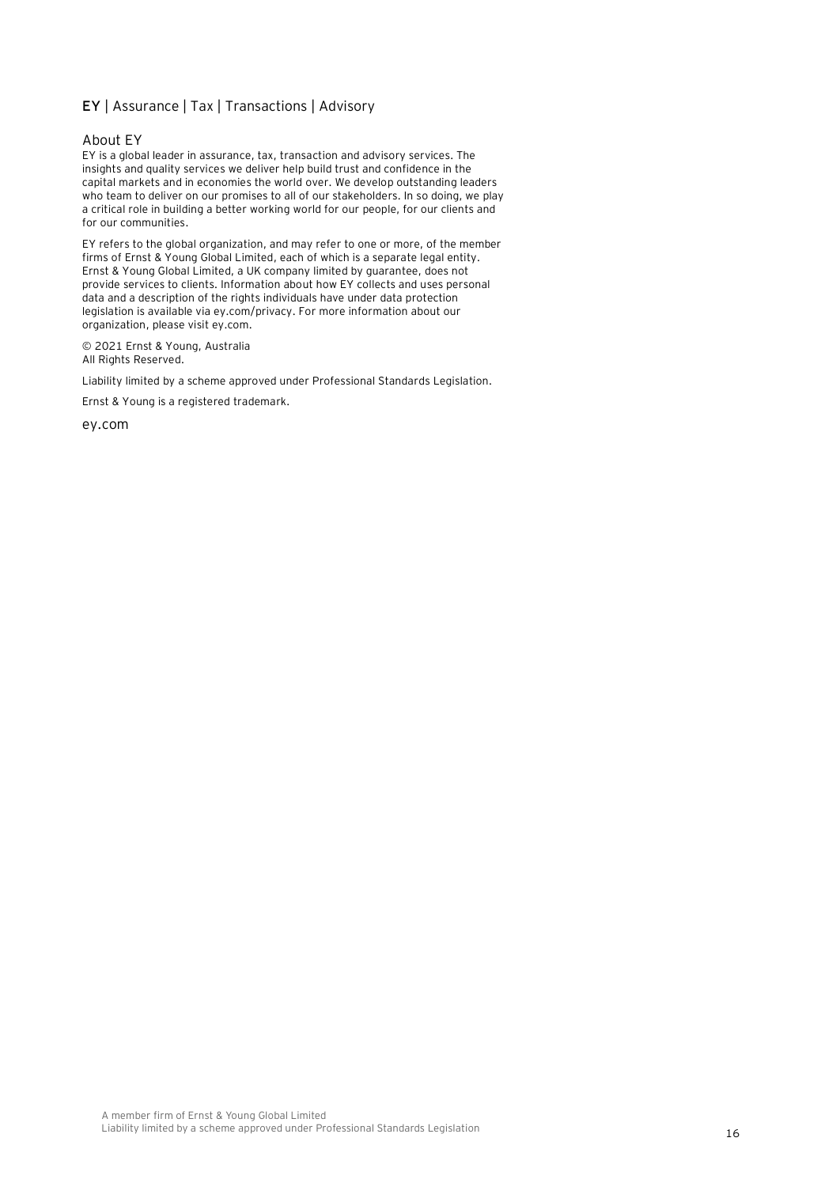**EY** | Assurance | Tax | Transactions | Advisory

## About EY

EY is a global leader in assurance, tax, transaction and advisory services. The insights and quality services we deliver help build trust and confidence in the capital markets and in economies the world over. We develop outstanding leaders who team to deliver on our promises to all of our stakeholders. In so doing, we play a critical role in building a better working world for our people, for our clients and for our communities.

EY refers to the global organization, and may refer to one or more, of the member firms of Ernst & Young Global Limited, each of which is a separate legal entity. Ernst & Young Global Limited, a UK company limited by guarantee, does not provide services to clients. Information about how EY collects and uses personal data and a description of the rights individuals have under data protection legislation is available via ey.com/privacy. For more information about our organization, please visit ey.com.

© 2021 Ernst & Young, Australia
All Rights Reserved.

Liability limited by a scheme approved under Professional Standards Legislation.

Ernst & Young is a registered trademark.

ey.com

A member firm of Ernst & Young Global Limited
Liability limited by a scheme approved under Professional Standards Legislation